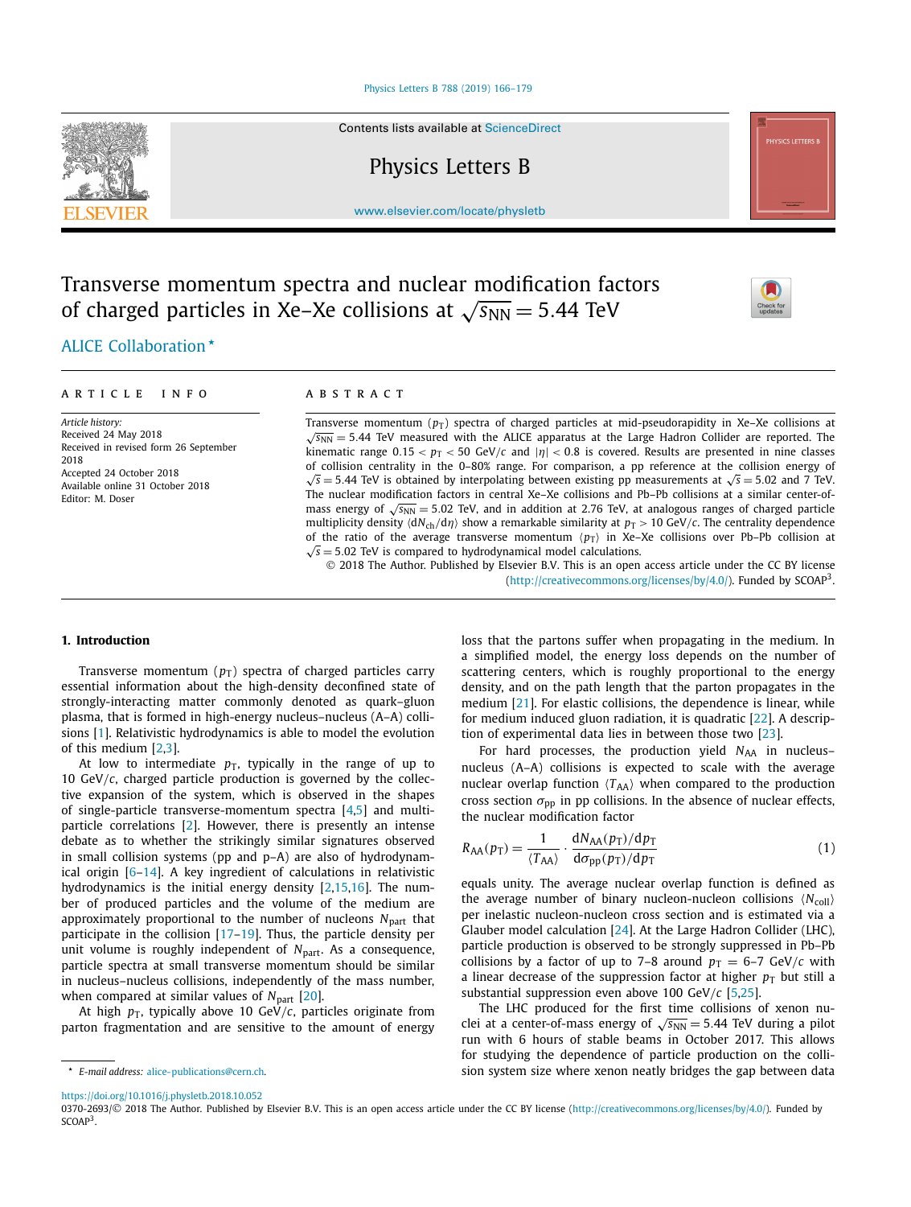Contents lists available at ScienceDirect

Physics Letters B

www.elsevier.com/locate/physletb

# Transverse momentum spectra and nuclear modification factors of charged particles in Xe–Xe collisions at $\sqrt{s_{NN}} = 5.44$ TeV

ALICE Collaboration *

**ARTICLE INFO**

*Article history:*
Received 24 May 2018
Received in revised form 26 September 2018
Accepted 24 October 2018
Available online 31 October 2018
Editor: M. Doser

**ABSTRACT**

Transverse momentum ($p_T$) spectra of charged particles at mid-pseudorapidity in Xe–Xe collisions at $\sqrt{s_{NN}} = 5.44$ TeV measured with the ALICE apparatus at the Large Hadron Collider are reported. The kinematic range $0.15 < p_T < 50$ GeV/$c$ and $|\eta| < 0.8$ is covered. Results are presented in nine classes of collision centrality in the 0–80% range. For comparison, a pp reference at the collision energy of $\sqrt{s} = 5.44$ TeV is obtained by interpolating between existing pp measurements at $\sqrt{s} = 5.02$ and 7 TeV. The nuclear modification factors in central Xe–Xe collisions and Pb–Pb collisions at a similar center-of-mass energy of $\sqrt{s_{NN}} = 5.02$ TeV, and in addition at 2.76 TeV, at analogous ranges of charged particle multiplicity density $\langle dN_{ch}/d\eta \rangle$ show a remarkable similarity at $p_T > 10$ GeV/$c$. The centrality dependence of the ratio of the average transverse momentum $\langle p_T \rangle$ in Xe–Xe collisions over Pb–Pb collision at $\sqrt{s} = 5.02$ TeV is compared to hydrodynamical model calculations.

© 2018 The Author. Published by Elsevier B.V. This is an open access article under the CC BY license (http://creativecommons.org/licenses/by/4.0/). Funded by SCOAP[3].

## 1. Introduction

Transverse momentum ($p_T$) spectra of charged particles carry essential information about the high-density deconfined state of strongly-interacting matter commonly denoted as quark–gluon plasma, that is formed in high-energy nucleus–nucleus (A–A) collisions [1]. Relativistic hydrodynamics is able to model the evolution of this medium [2,3].

At low to intermediate $p_T$, typically in the range of up to 10 GeV/$c$, charged particle production is governed by the collective expansion of the system, which is observed in the shapes of single-particle transverse-momentum spectra [4,5] and multi-particle correlations [2]. However, there is presently an intense debate as to whether the strikingly similar signatures observed in small collision systems (pp and p–A) are also of hydrodynamical origin [6–14]. A key ingredient of calculations in relativistic hydrodynamics is the initial energy density [2,15,16]. The number of produced particles and the volume of the medium are approximately proportional to the number of nucleons $N_{part}$ that participate in the collision [17–19]. Thus, the particle density per unit volume is roughly independent of $N_{part}$. As a consequence, particle spectra at small transverse momentum should be similar in nucleus–nucleus collisions, independently of the mass number, when compared at similar values of $N_{part}$ [20].

At high $p_T$, typically above 10 GeV/$c$, particles originate from parton fragmentation and are sensitive to the amount of energy loss that the partons suffer when propagating in the medium. In a simplified model, the energy loss depends on the number of scattering centers, which is roughly proportional to the energy density, and on the path length that the parton propagates in the medium [21]. For elastic collisions, the dependence is linear, while for medium induced gluon radiation, it is quadratic [22]. A description of experimental data lies in between those two [23].

For hard processes, the production yield $N_{AA}$ in nucleus–nucleus (A–A) collisions is expected to scale with the average nuclear overlap function $\langle T_{AA} \rangle$ when compared to the production cross section $\sigma_{pp}$ in pp collisions. In the absence of nuclear effects, the nuclear modification factor

$$R_{AA}(p_T) = \frac{1}{\langle T_{AA} \rangle} \cdot \frac{dN_{AA}(p_T)/dp_T}{d\sigma_{pp}(p_T)/dp_T} \quad (1)$$

equals unity. The average nuclear overlap function is defined as the average number of binary nucleon-nucleon collisions $\langle N_{coll} \rangle$ per inelastic nucleon-nucleon cross section and is estimated via a Glauber model calculation [24]. At the Large Hadron Collider (LHC), particle production is observed to be strongly suppressed in Pb–Pb collisions by a factor of up to 7–8 around $p_T = 6$–$7$ GeV/$c$ with a linear decrease of the suppression factor at higher $p_T$ but still a substantial suppression even above 100 GeV/$c$ [5,25].

The LHC produced for the first time collisions of xenon nuclei at a center-of-mass energy of $\sqrt{s_{NN}} = 5.44$ TeV during a pilot run with 6 hours of stable beams in October 2017. This allows for studying the dependence of particle production on the collision system size where xenon neatly bridges the gap between data

\* E-mail address: alice-publications@cern.ch.

https://doi.org/10.1016/j.physletb.2018.10.052
0370-2693/© 2018 The Author. Published by Elsevier B.V. This is an open access article under the CC BY license (http://creativecommons.org/licenses/by/4.0/). Funded by SCOAP[3].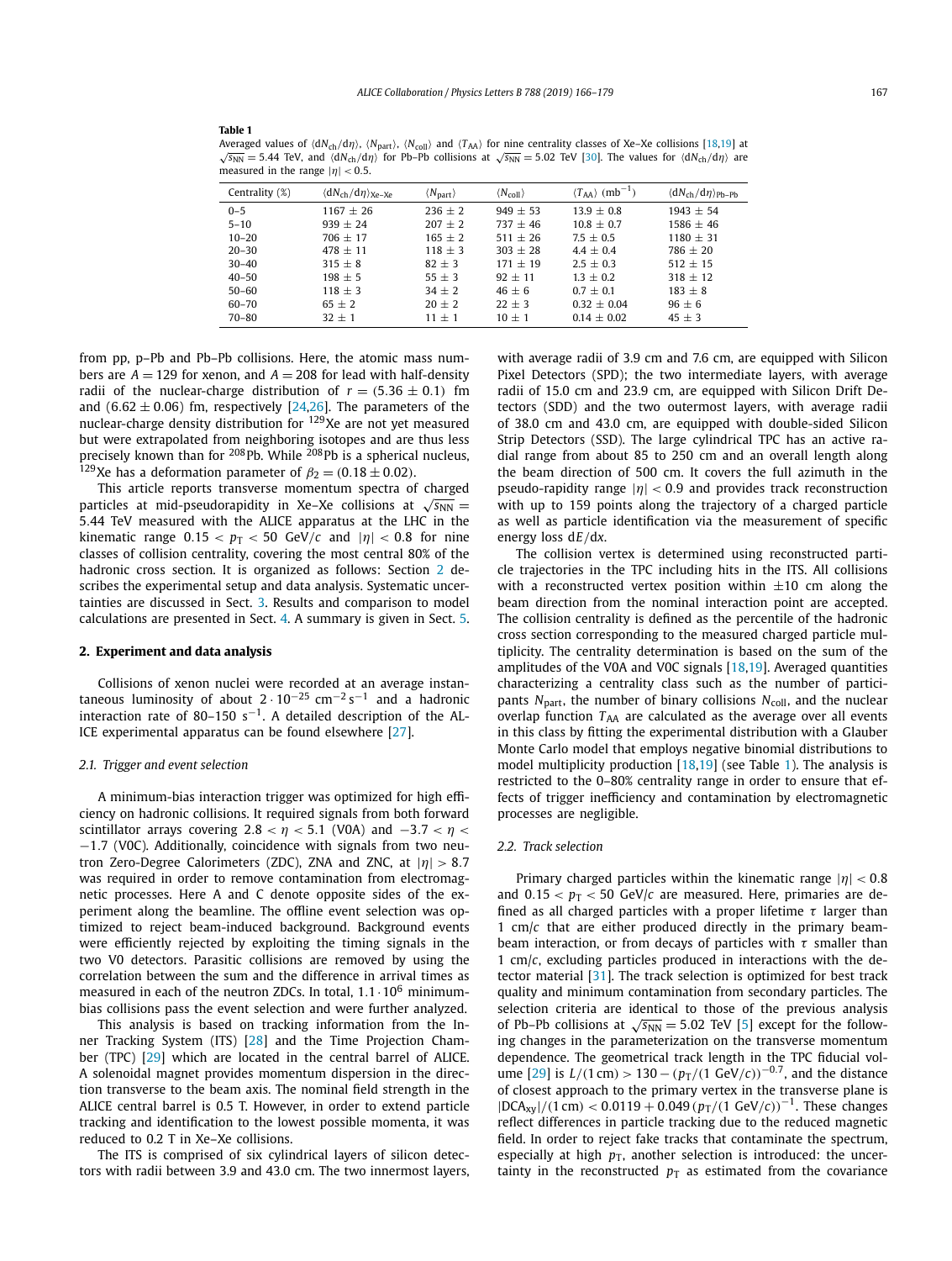**Table 1**
Averaged values of $\langle dN_{ch}/d\eta \rangle$, $\langle N_{part} \rangle$, $\langle N_{coll} \rangle$ and $\langle T_{AA} \rangle$ for nine centrality classes of Xe–Xe collisions [18,19] at $\sqrt{s_{NN}} = 5.44$ TeV, and $\langle dN_{ch}/d\eta \rangle$ for Pb–Pb collisions at $\sqrt{s_{NN}} = 5.02$ TeV [30]. The values for $\langle dN_{ch}/d\eta \rangle$ are measured in the range $|\eta| < 0.5$.

| Centrality (%) | $\langle dN_{ch}/d\eta \rangle_{Xe-Xe}$ | $\langle N_{part} \rangle$ | $\langle N_{coll} \rangle$ | $\langle T_{AA} \rangle$ (mb$^{-1}$) | $\langle dN_{ch}/d\eta \rangle_{Pb-Pb}$ |
|---|---|---|---|---|---|
| 0–5 | 1167 ± 26 | 236 ± 2 | 949 ± 53 | 13.9 ± 0.8 | 1943 ± 54 |
| 5–10 | 939 ± 24 | 207 ± 2 | 737 ± 46 | 10.8 ± 0.7 | 1586 ± 46 |
| 10–20 | 706 ± 17 | 165 ± 2 | 511 ± 26 | 7.5 ± 0.5 | 1180 ± 31 |
| 20–30 | 478 ± 11 | 118 ± 3 | 303 ± 28 | 4.4 ± 0.4 | 786 ± 20 |
| 30–40 | 315 ± 8 | 82 ± 3 | 171 ± 19 | 2.5 ± 0.3 | 512 ± 15 |
| 40–50 | 198 ± 5 | 55 ± 3 | 92 ± 11 | 1.3 ± 0.2 | 318 ± 12 |
| 50–60 | 118 ± 3 | 34 ± 2 | 46 ± 6 | 0.7 ± 0.1 | 183 ± 8 |
| 60–70 | 65 ± 2 | 20 ± 2 | 22 ± 3 | 0.32 ± 0.04 | 96 ± 6 |
| 70–80 | 32 ± 1 | 11 ± 1 | 10 ± 1 | 0.14 ± 0.02 | 45 ± 3 |

from pp, p–Pb and Pb–Pb collisions. Here, the atomic mass numbers are $A = 129$ for xenon, and $A = 208$ for lead with half-density radii of the nuclear-charge distribution of $r = (5.36 \pm 0.1)$ fm and $(6.62 \pm 0.06)$ fm, respectively [24,26]. The parameters of the nuclear-charge density distribution for $^{129}$Xe are not yet measured but were extrapolated from neighboring isotopes and are thus less precisely known than for $^{208}$Pb. While $^{208}$Pb is a spherical nucleus, $^{129}$Xe has a deformation parameter of $\beta_2 = (0.18 \pm 0.02)$.

This article reports transverse momentum spectra of charged particles at mid-pseudorapidity in Xe–Xe collisions at $\sqrt{s_{NN}} = 5.44$ TeV measured with the ALICE apparatus at the LHC in the kinematic range $0.15 < p_T < 50$ GeV/$c$ and $|\eta| < 0.8$ for nine classes of collision centrality, covering the most central 80% of the hadronic cross section. It is organized as follows: Section 2 describes the experimental setup and data analysis. Systematic uncertainties are discussed in Sect. 3. Results and comparison to model calculations are presented in Sect. 4. A summary is given in Sect. 5.

## 2. Experiment and data analysis

Collisions of xenon nuclei were recorded at an average instantaneous luminosity of about $2 \cdot 10^{-25}$ cm$^{-2}$ s$^{-1}$ and a hadronic interaction rate of 80–150 s$^{-1}$. A detailed description of the ALICE experimental apparatus can be found elsewhere [27].

### 2.1. Trigger and event selection

A minimum-bias interaction trigger was optimized for high efficiency on hadronic collisions. It required signals from both forward scintillator arrays covering $2.8 < \eta < 5.1$ (V0A) and $-3.7 < \eta < -1.7$ (V0C). Additionally, coincidence with signals from two neutron Zero-Degree Calorimeters (ZDC), ZNA and ZNC, at $|\eta| > 8.7$ was required in order to remove contamination from electromagnetic processes. Here A and C denote opposite sides of the experiment along the beamline. The offline event selection was optimized to reject beam-induced background. Background events were efficiently rejected by exploiting the timing signals in the two V0 detectors. Parasitic collisions are removed by using the correlation between the sum and the difference in arrival times as measured in each of the neutron ZDCs. In total, $1.1 \cdot 10^6$ minimum-bias collisions pass the event selection and were further analyzed.

This analysis is based on tracking information from the Inner Tracking System (ITS) [28] and the Time Projection Chamber (TPC) [29] which are located in the central barrel of ALICE. A solenoidal magnet provides momentum dispersion in the direction transverse to the beam axis. The nominal field strength in the ALICE central barrel is 0.5 T. However, in order to extend particle tracking and identification to the lowest possible momenta, it was reduced to 0.2 T in Xe–Xe collisions.

The ITS is comprised of six cylindrical layers of silicon detectors with radii between 3.9 and 43.0 cm. The two innermost layers, with average radii of 3.9 cm and 7.6 cm, are equipped with Silicon Pixel Detectors (SPD); the two intermediate layers, with average radii of 15.0 cm and 23.9 cm, are equipped with Silicon Drift Detectors (SDD) and the two outermost layers, with average radii of 38.0 cm and 43.0 cm, are equipped with double-sided Silicon Strip Detectors (SSD). The large cylindrical TPC has an active radial range from about 85 to 250 cm and an overall length along the beam direction of 500 cm. It covers the full azimuth in the pseudo-rapidity range $|\eta| < 0.9$ and provides track reconstruction with up to 159 points along the trajectory of a charged particle as well as particle identification via the measurement of specific energy loss d$E$/d$x$.

The collision vertex is determined using reconstructed particle trajectories in the TPC including hits in the ITS. All collisions with a reconstructed vertex position within ±10 cm along the beam direction from the nominal interaction point are accepted. The collision centrality is defined as the percentile of the hadronic cross section corresponding to the measured charged particle multiplicity. The centrality determination is based on the sum of the amplitudes of the V0A and V0C signals [18,19]. Averaged quantities characterizing a centrality class such as the number of participants $N_{part}$, the number of binary collisions $N_{coll}$, and the nuclear overlap function $T_{AA}$ are calculated as the average over all events in this class by fitting the experimental distribution with a Glauber Monte Carlo model that employs negative binomial distributions to model multiplicity production [18,19] (see Table 1). The analysis is restricted to the 0–80% centrality range in order to ensure that effects of trigger inefficiency and contamination by electromagnetic processes are negligible.

### 2.2. Track selection

Primary charged particles within the kinematic range $|\eta| < 0.8$ and $0.15 < p_T < 50$ GeV/$c$ are measured. Here, primaries are defined as all charged particles with a proper lifetime $\tau$ larger than 1 cm/$c$ that are either produced directly in the primary beam-beam interaction, or from decays of particles with $\tau$ smaller than 1 cm/$c$, excluding particles produced in interactions with the detector material [31]. The track selection is optimized for best track quality and minimum contamination from secondary particles. The selection criteria are identical to those of the previous analysis of Pb–Pb collisions at $\sqrt{s_{NN}} = 5.02$ TeV [5] except for the following changes in the parameterization on the transverse momentum dependence. The geometrical track length in the TPC fiducial volume [29] is $L/(1\,\text{cm}) > 130 - (p_T/(1\text{ GeV}/c))^{-0.7}$, and the distance of closest approach to the primary vertex in the transverse plane is $|\text{DCA}_{xy}|/(1\,\text{cm}) < 0.0119 + 0.049\,(p_T/(1\text{ GeV}/c))^{-1}$. These changes reflect differences in particle tracking due to the reduced magnetic field. In order to reject fake tracks that contaminate the spectrum, especially at high $p_T$, another selection is introduced: the uncertainty in the reconstructed $p_T$ as estimated from the covariance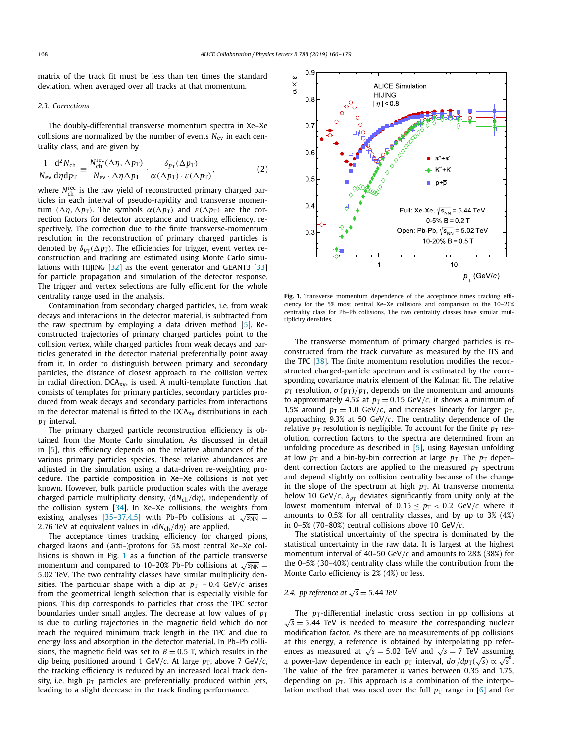matrix of the track fit must be less than ten times the standard deviation, when averaged over all tracks at that momentum.

### 2.3. Corrections

The doubly-differential transverse momentum spectra in Xe–Xe collisions are normalized by the number of events $N_{\rm ev}$ in each centrality class, and are given by

$$\frac{1}{N_{\rm ev}}\frac{{\rm d}^2 N_{\rm ch}}{{\rm d}\eta\,{\rm d}p_{\rm T}} \equiv \frac{N^{\rm rec}_{\rm ch}(\Delta\eta, \Delta p_{\rm T})}{N_{\rm ev}\cdot\Delta\eta\Delta p_{\rm T}}\cdot\frac{\delta_{p_{\rm T}}(\Delta p_{\rm T})}{\alpha(\Delta p_{\rm T})\cdot\varepsilon(\Delta p_{\rm T})}, \quad (2)$$

where $N^{\rm rec}_{\rm ch}$ is the raw yield of reconstructed primary charged particles in each interval of pseudo-rapidity and transverse momentum ($\Delta\eta$, $\Delta p_{\rm T}$). The symbols $\alpha(\Delta p_{\rm T})$ and $\varepsilon(\Delta p_{\rm T})$ are the correction factors for detector acceptance and tracking efficiency, respectively. The correction due to the finite transverse-momentum resolution in the reconstruction of primary charged particles is denoted by $\delta_{p_{\rm T}}(\Delta p_{\rm T})$. The efficiencies for trigger, event vertex reconstruction and tracking are estimated using Monte Carlo simulations with HIJING [32] as the event generator and GEANT3 [33] for particle propagation and simulation of the detector response. The trigger and vertex selections are fully efficient for the whole centrality range used in the analysis.

Contamination from secondary charged particles, i.e. from weak decays and interactions in the detector material, is subtracted from the raw spectrum by employing a data driven method [5]. Reconstructed trajectories of primary charged particles point to the collision vertex, while charged particles from weak decays and particles generated in the detector material preferentially point away from it. In order to distinguish between primary and secondary particles, the distance of closest approach to the collision vertex in radial direction, $\rm DCA_{xy}$, is used. A multi-template function that consists of templates for primary particles, secondary particles produced from weak decays and secondary particles from interactions in the detector material is fitted to the $\rm DCA_{xy}$ distributions in each $p_{\rm T}$ interval.

The primary charged particle reconstruction efficiency is obtained from the Monte Carlo simulation. As discussed in detail in [5], this efficiency depends on the relative abundances of the various primary particles species. These relative abundances are adjusted in the simulation using a data-driven re-weighting procedure. The particle composition in Xe–Xe collisions is not yet known. However, bulk particle production scales with the average charged particle multiplicity density, $\langle {\rm d}N_{\rm ch}/{\rm d}\eta\rangle$, independently of the collision system [34]. In Xe–Xe collisions, the weights from existing analyses [35–37,4,5] with Pb–Pb collisions at $\sqrt{s_{\rm NN}} =$ 2.76 TeV at equivalent values in $\langle {\rm d}N_{\rm ch}/{\rm d}\eta\rangle$ are applied.

The acceptance times tracking efficiency for charged pions, charged kaons and (anti-)protons for 5% most central Xe–Xe collisions is shown in Fig. 1 as a function of the particle transverse momentum and compared to 10–20% Pb–Pb collisions at $\sqrt{s_{\rm NN}} =$ 5.02 TeV. The two centrality classes have similar multiplicity densities. The particular shape with a dip at $p_{\rm T} \sim 0.4$ GeV/$c$ arises from the geometrical length selection that is especially visible for pions. This dip corresponds to particles that cross the TPC sector boundaries under small angles. The decrease at low values of $p_{\rm T}$ is due to curling trajectories in the magnetic field which do not reach the required minimum track length in the TPC and due to energy loss and absorption in the detector material. In Pb–Pb collisions, the magnetic field was set to $B = 0.5$ T, which results in the dip being positioned around 1 GeV/$c$. At large $p_{\rm T}$, above 7 GeV/$c$, the tracking efficiency is reduced by an increased local track density, i.e. high $p_{\rm T}$ particles are preferentially produced within jets, leading to a slight decrease in the track finding performance.

**Fig. 1.** Transverse momentum dependence of the acceptance times tracking efficiency for the 5% most central Xe–Xe collisions and comparison to the 10–20% centrality class for Pb–Pb collisions. The two centrality classes have similar multiplicity densities.

The transverse momentum of primary charged particles is reconstructed from the track curvature as measured by the ITS and the TPC [38]. The finite momentum resolution modifies the reconstructed charged-particle spectrum and is estimated by the corresponding covariance matrix element of the Kalman fit. The relative $p_{\rm T}$ resolution, $\sigma(p_{\rm T})/p_{\rm T}$, depends on the momentum and amounts to approximately 4.5% at $p_{\rm T} = 0.15$ GeV/$c$, it shows a minimum of 1.5% around $p_{\rm T} = 1.0$ GeV/$c$, and increases linearly for larger $p_{\rm T}$, approaching 9.3% at 50 GeV/$c$. The centrality dependence of the relative $p_{\rm T}$ resolution is negligible. To account for the finite $p_{\rm T}$ resolution, correction factors to the spectra are determined from an unfolding procedure as described in [5], using Bayesian unfolding at low $p_{\rm T}$ and a bin-by-bin correction at large $p_{\rm T}$. The $p_{\rm T}$ dependent correction factors are applied to the measured $p_{\rm T}$ spectrum and depend slightly on collision centrality because of the change in the slope of the spectrum at high $p_{\rm T}$. At transverse momenta below 10 GeV/$c$, $\delta_{p_{\rm T}}$ deviates significantly from unity only at the lowest momentum interval of $0.15 \le p_{\rm T} < 0.2$ GeV/$c$ where it amounts to 0.5% for all centrality classes, and by up to 3% (4%) in 0–5% (70–80%) central collisions above 10 GeV/$c$.

The statistical uncertainty of the spectra is dominated by the statistical uncertainty in the raw data. It is largest at the highest momentum interval of 40–50 GeV/$c$ and amounts to 28% (38%) for the 0–5% (30–40%) centrality class while the contribution from the Monte Carlo efficiency is 2% (4%) or less.

### 2.4. pp reference at $\sqrt{s} = 5.44$ TeV

The $p_{\rm T}$-differential inelastic cross section in pp collisions at $\sqrt{s} = 5.44$ TeV is needed to measure the corresponding nuclear modification factor. As there are no measurements of pp collisions at this energy, a reference is obtained by interpolating pp references as measured at $\sqrt{s} = 5.02$ TeV and $\sqrt{s} = 7$ TeV assuming a power-law dependence in each $p_{\rm T}$ interval, $d\sigma/dp_{\rm T}(\sqrt{s}) \propto \sqrt{s}^{n}$. The value of the free parameter $n$ varies between 0.35 and 1.75, depending on $p_{\rm T}$. This approach is a combination of the interpolation method that was used over the full $p_{\rm T}$ range in [6] and for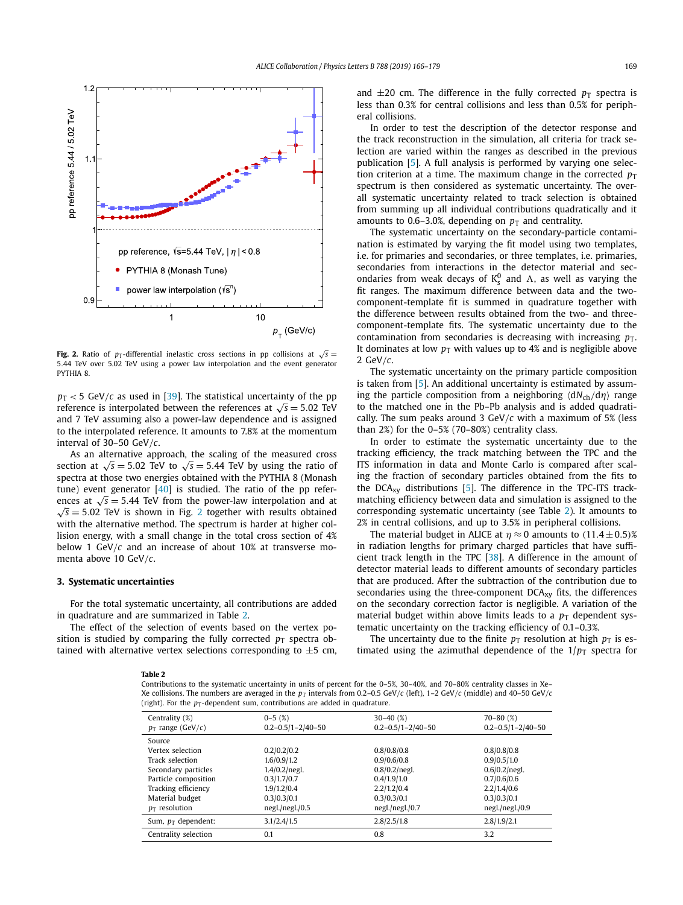Fig. 2. Ratio of $p_{\mathrm{T}}$-differential inelastic cross sections in pp collisions at $\sqrt{s} = 5.44$ TeV over 5.02 TeV using a power law interpolation and the event generator PYTHIA 8.

$p_{\mathrm{T}} < 5$ GeV/$c$ as used in [39]. The statistical uncertainty of the pp reference is interpolated between the references at $\sqrt{s} = 5.02$ TeV and 7 TeV assuming also a power-law dependence and is assigned to the interpolated reference. It amounts to 7.8% at the momentum interval of 30–50 GeV/$c$.

As an alternative approach, the scaling of the measured cross section at $\sqrt{s} = 5.02$ TeV to $\sqrt{s} = 5.44$ TeV by using the ratio of spectra at those two energies obtained with the PYTHIA 8 (Monash tune) event generator [40] is studied. The ratio of the pp references at $\sqrt{s} = 5.44$ TeV from the power-law interpolation and at $\sqrt{s} = 5.02$ TeV is shown in Fig. 2 together with results obtained with the alternative method. The spectrum is harder at higher collision energy, with a small change in the total cross section of 4% below 1 GeV/$c$ and an increase of about 10% at transverse momenta above 10 GeV/$c$.

## 3. Systematic uncertainties

For the total systematic uncertainty, all contributions are added in quadrature and are summarized in Table 2.

The effect of the selection of events based on the vertex position is studied by comparing the fully corrected $p_{\mathrm{T}}$ spectra obtained with alternative vertex selections corresponding to $\pm5$ cm, and $\pm20$ cm. The difference in the fully corrected $p_{\mathrm{T}}$ spectra is less than 0.3% for central collisions and less than 0.5% for peripheral collisions.

In order to test the description of the detector response and the track reconstruction in the simulation, all criteria for track selection are varied within the ranges as described in the previous publication [5]. A full analysis is performed by varying one selection criterion at a time. The maximum change in the corrected $p_{\mathrm{T}}$ spectrum is then considered as systematic uncertainty. The overall systematic uncertainty related to track selection is obtained from summing up all individual contributions quadratically and it amounts to 0.6–3.0%, depending on $p_{\mathrm{T}}$ and centrality.

The systematic uncertainty on the secondary-particle contamination is estimated by varying the fit model using two templates, i.e. for primaries and secondaries, or three templates, i.e. primaries, secondaries from interactions in the detector material and secondaries from weak decays of $\mathrm{K}^0_{\mathrm{s}}$ and $\Lambda$, as well as varying the fit ranges. The maximum difference between data and the two-component-template fit is summed in quadrature together with the difference between results obtained from the two- and three-component-template fits. The systematic uncertainty due to the contamination from secondaries is decreasing with increasing $p_{\mathrm{T}}$. It dominates at low $p_{\mathrm{T}}$ with values up to 4% and is negligible above 2 GeV/$c$.

The systematic uncertainty on the primary particle composition is taken from [5]. An additional uncertainty is estimated by assuming the particle composition from a neighboring $\langle \mathrm{d}N_{\mathrm{ch}}/\mathrm{d}\eta \rangle$ range to the matched one in the Pb–Pb analysis and is added quadratically. The sum peaks around 3 GeV/$c$ with a maximum of 5% (less than 2%) for the 0–5% (70–80%) centrality class.

In order to estimate the systematic uncertainty due to the tracking efficiency, the track matching between the TPC and the ITS information in data and Monte Carlo is compared after scaling the fraction of secondary particles obtained from the fits to the $\mathrm{DCA}_{xy}$ distributions [5]. The difference in the TPC-ITS track-matching efficiency between data and simulation is assigned to the corresponding systematic uncertainty (see Table 2). It amounts to 2% in central collisions, and up to 3.5% in peripheral collisions.

The material budget in ALICE at $\eta \approx 0$ amounts to $(11.4 \pm 0.5)$% in radiation lengths for primary charged particles that have sufficient track length in the TPC [38]. A difference in the amount of detector material leads to different amounts of secondary particles that are produced. After the subtraction of the contribution due to secondaries using the three-component $\mathrm{DCA}_{xy}$ fits, the differences on the secondary correction factor is negligible. A variation of the material budget within above limits leads to a $p_{\mathrm{T}}$ dependent systematic uncertainty on the tracking efficiency of 0.1–0.3%.

The uncertainty due to the finite $p_{\mathrm{T}}$ resolution at high $p_{\mathrm{T}}$ is estimated using the azimuthal dependence of the $1/p_{\mathrm{T}}$ spectra for

**Table 2**
Contributions to the systematic uncertainty in units of percent for the 0–5%, 30–40%, and 70–80% centrality classes in Xe–Xe collisions. The numbers are averaged in the $p_{\mathrm{T}}$ intervals from 0.2–0.5 GeV/$c$ (left), 1–2 GeV/$c$ (middle) and 40–50 GeV/$c$ (right). For the $p_{\mathrm{T}}$-dependent sum, contributions are added in quadrature.

| Centrality (%) | 0–5 (%) | 30–40 (%) | 70–80 (%) |
|---|---|---|---|
| $p_{\mathrm{T}}$ range (GeV/$c$) | 0.2–0.5/1–2/40–50 | 0.2–0.5/1–2/40–50 | 0.2–0.5/1–2/40–50 |
| Source | | | |
| Vertex selection | 0.2/0.2/0.2 | 0.8/0.8/0.8 | 0.8/0.8/0.8 |
| Track selection | 1.6/0.9/1.2 | 0.9/0.6/0.8 | 0.9/0.5/1.0 |
| Secondary particles | 1.4/0.2/negl. | 0.8/0.2/negl. | 0.6/0.2/negl. |
| Particle composition | 0.3/1.7/0.7 | 0.4/1.9/1.0 | 0.7/0.6/0.6 |
| Tracking efficiency | 1.9/1.2/0.4 | 2.2/1.2/0.4 | 2.2/1.4/0.6 |
| Material budget | 0.3/0.3/0.1 | 0.3/0.3/0.1 | 0.3/0.3/0.1 |
| $p_{\mathrm{T}}$ resolution | negl./negl./0.5 | negl./negl./0.7 | negl./negl./0.9 |
| Sum, $p_{\mathrm{T}}$ dependent: | 3.1/2.4/1.5 | 2.8/2.5/1.8 | 2.8/1.9/2.1 |
| Centrality selection | 0.1 | 0.8 | 3.2 |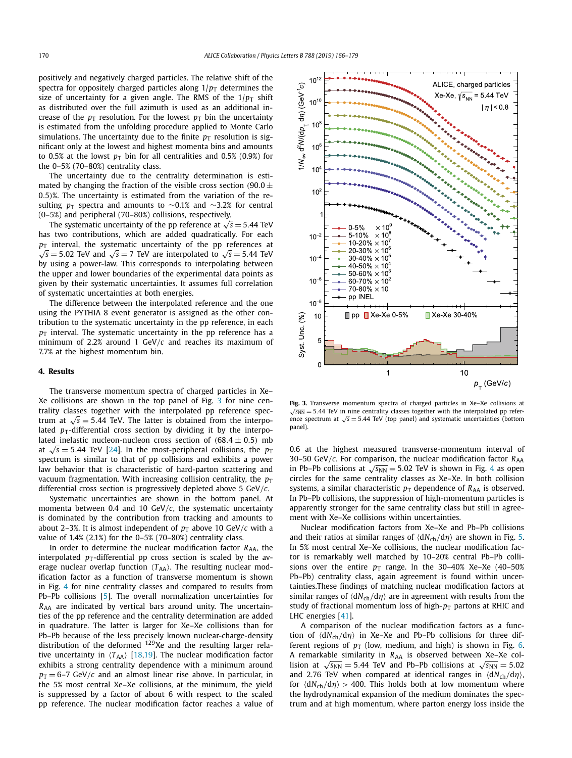positively and negatively charged particles. The relative shift of the spectra for oppositely charged particles along $1/p_T$ determines the size of uncertainty for a given angle. The RMS of the $1/p_T$ shift as distributed over the full azimuth is used as an additional increase of the $p_T$ resolution. For the lowest $p_T$ bin the uncertainty is estimated from the unfolding procedure applied to Monte Carlo simulations. The uncertainty due to the finite $p_T$ resolution is significant only at the lowest and highest momenta bins and amounts to 0.5% at the lowst $p_T$ bin for all centralities and 0.5% (0.9%) for the 0–5% (70–80%) centrality class.

The uncertainty due to the centrality determination is estimated by changing the fraction of the visible cross section $(90.0 \pm 0.5)$%. The uncertainty is estimated from the variation of the resulting $p_T$ spectra and amounts to ~0.1% and ~3.2% for central (0–5%) and peripheral (70–80%) collisions, respectively.

The systematic uncertainty of the pp reference at $\sqrt{s} = 5.44$ TeV has two contributions, which are added quadratically. For each $p_T$ interval, the systematic uncertainty of the pp references at $\sqrt{s} = 5.02$ TeV and $\sqrt{s} = 7$ TeV are interpolated to $\sqrt{s} = 5.44$ TeV by using a power-law. This corresponds to interpolating between the upper and lower boundaries of the experimental data points as given by their systematic uncertainties. It assumes full correlation of systematic uncertainties at both energies.

The difference between the interpolated reference and the one using the PYTHIA 8 event generator is assigned as the other contribution to the systematic uncertainty in the pp reference, in each $p_T$ interval. The systematic uncertainty in the pp reference has a minimum of 2.2% around 1 GeV/$c$ and reaches its maximum of 7.7% at the highest momentum bin.

## 4. Results

The transverse momentum spectra of charged particles in Xe–Xe collisions are shown in the top panel of Fig. 3 for nine centrality classes together with the interpolated pp reference spectrum at $\sqrt{s} = 5.44$ TeV. The latter is obtained from the interpolated $p_T$-differential cross section by dividing it by the interpolated inelastic nucleon-nucleon cross section of $(68.4 \pm 0.5)$ mb at $\sqrt{s} = 5.44$ TeV [24]. In the most-peripheral collisions, the $p_T$ spectrum is similar to that of pp collisions and exhibits a power law behavior that is characteristic of hard-parton scattering and vacuum fragmentation. With increasing collision centrality, the $p_T$ differential cross section is progressively depleted above 5 GeV/$c$.

Systematic uncertainties are shown in the bottom panel. At momenta between 0.4 and 10 GeV/$c$, the systematic uncertainty is dominated by the contribution from tracking and amounts to about 2–3%. It is almost independent of $p_T$ above 10 GeV/$c$ with a value of 1.4% (2.1%) for the 0–5% (70–80%) centrality class.

In order to determine the nuclear modification factor $R_{AA}$, the interpolated $p_T$-differential pp cross section is scaled by the average nuclear overlap function $\langle T_{AA}\rangle$. The resulting nuclear modification factor as a function of transverse momentum is shown in Fig. 4 for nine centrality classes and compared to results from Pb–Pb collisions [5]. The overall normalization uncertainties for $R_{AA}$ are indicated by vertical bars around unity. The uncertainties of the pp reference and the centrality determination are added in quadrature. The latter is larger for Xe–Xe collisions than for Pb–Pb because of the less precisely known nuclear-charge-density distribution of the deformed $^{129}$Xe and the resulting larger relative uncertainty in $\langle T_{AA}\rangle$ [18,19]. The nuclear modification factor exhibits a strong centrality dependence with a minimum around $p_T = 6$–7 GeV/$c$ and an almost linear rise above. In particular, in the 5% most central Xe–Xe collisions, at the minimum, the yield is suppressed by a factor of about 6 with respect to the scaled pp reference. The nuclear modification factor reaches a value of 0.6 at the highest measured transverse-momentum interval of 30–50 GeV/$c$. For comparison, the nuclear modification factor $R_{AA}$ in Pb–Pb collisions at $\sqrt{s_{NN}} = 5.02$ TeV is shown in Fig. 4 as open circles for the same centrality classes as Xe–Xe. In both collision systems, a similar characteristic $p_T$ dependence of $R_{AA}$ is observed. In Pb–Pb collisions, the suppression of high-momentum particles is apparently stronger for the same centrality class but still in agreement with Xe–Xe collisions within uncertainties.

**Fig. 3.** Transverse momentum spectra of charged particles in Xe–Xe collisions at $\sqrt{s_{NN}} = 5.44$ TeV in nine centrality classes together with the interpolated pp reference spectrum at $\sqrt{s} = 5.44$ TeV (top panel) and systematic uncertainties (bottom panel).

Nuclear modification factors from Xe–Xe and Pb–Pb collisions and their ratios at similar ranges of $\langle dN_{ch}/d\eta\rangle$ are shown in Fig. 5. In 5% most central Xe–Xe collisions, the nuclear modification factor is remarkably well matched by 10–20% central Pb–Pb collisions over the entire $p_T$ range. In the 30–40% Xe–Xe (40–50% Pb–Pb) centrality class, again agreement is found within uncertainties.These findings of matching nuclear modification factors at similar ranges of $\langle dN_{ch}/d\eta\rangle$ are in agreement with results from the study of fractional momentum loss of high-$p_T$ partons at RHIC and LHC energies [41].

A comparison of the nuclear modification factors as a function of $\langle dN_{ch}/d\eta\rangle$ in Xe–Xe and Pb–Pb collisions for three different regions of $p_T$ (low, medium, and high) is shown in Fig. 6. A remarkable similarity in $R_{AA}$ is observed between Xe–Xe collision at $\sqrt{s_{NN}} = 5.44$ TeV and Pb–Pb collisions at $\sqrt{s_{NN}} = 5.02$ and 2.76 TeV when compared at identical ranges in $\langle dN_{ch}/d\eta\rangle$, for $\langle dN_{ch}/d\eta\rangle > 400$. This holds both at low momentum where the hydrodynamical expansion of the medium dominates the spectrum and at high momentum, where parton energy loss inside the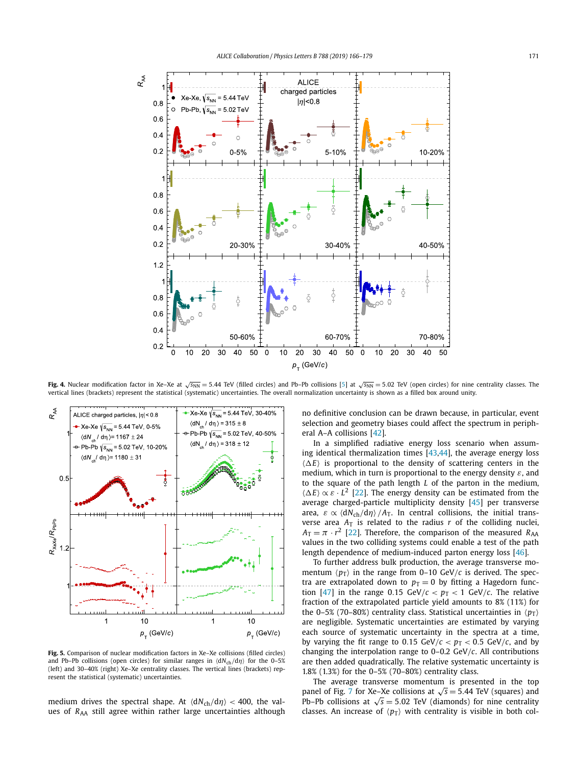**Fig. 4.** Nuclear modification factor in Xe–Xe at $\sqrt{s_{NN}} = 5.44$ TeV (filled circles) and Pb–Pb collisions [5] at $\sqrt{s_{NN}} = 5.02$ TeV (open circles) for nine centrality classes. The vertical lines (brackets) represent the statistical (systematic) uncertainties. The overall normalization uncertainty is shown as a filled box around unity.

**Fig. 5.** Comparison of nuclear modification factors in Xe–Xe collisions (filled circles) and Pb–Pb collisions (open circles) for similar ranges in $\langle dN_{ch}/d\eta \rangle$ for the 0–5% (left) and 30–40% (right) Xe–Xe centrality classes. The vertical lines (brackets) represent the statistical (systematic) uncertainties.

medium drives the spectral shape. At $\langle dN_{ch}/d\eta \rangle < 400$, the values of $R_{AA}$ still agree within rather large uncertainties although no definitive conclusion can be drawn because, in particular, event selection and geometry biases could affect the spectrum in peripheral A–A collisions [42].

In a simplified radiative energy loss scenario when assuming identical thermalization times [43,44], the average energy loss $\langle \Delta E \rangle$ is proportional to the density of scattering centers in the medium, which in turn is proportional to the energy density $\varepsilon$, and to the square of the path length $L$ of the parton in the medium, $\langle \Delta E \rangle \propto \varepsilon \cdot L^2$ [22]. The energy density can be estimated from the average charged-particle multiplicity density [45] per transverse area, $\varepsilon \propto \langle dN_{ch}/d\eta \rangle / A_T$. In central collisions, the initial transverse area $A_T$ is related to the radius $r$ of the colliding nuclei, $A_T = \pi \cdot r^2$ [22]. Therefore, the comparison of the measured $R_{AA}$ values in the two colliding systems could enable a test of the path length dependence of medium-induced parton energy loss [46].

To further address bulk production, the average transverse momentum $\langle p_T \rangle$ in the range from 0–10 GeV/$c$ is derived. The spectra are extrapolated down to $p_T = 0$ by fitting a Hagedorn function [47] in the range 0.15 GeV/$c < p_T < 1$ GeV/$c$. The relative fraction of the extrapolated particle yield amounts to 8% (11%) for the 0–5% (70–80%) centrality class. Statistical uncertainties in $\langle p_T \rangle$ are negligible. Systematic uncertainties are estimated by varying each source of systematic uncertainty in the spectra at a time, by varying the fit range to 0.15 GeV/$c < p_T < 0.5$ GeV/$c$, and by changing the interpolation range to 0–0.2 GeV/$c$. All contributions are then added quadratically. The relative systematic uncertainty is 1.8% (1.3%) for the 0–5% (70–80%) centrality class.

The average transverse momentum is presented in the top panel of Fig. 7 for Xe–Xe collisions at $\sqrt{s} = 5.44$ TeV (squares) and Pb–Pb collisions at $\sqrt{s} = 5.02$ TeV (diamonds) for nine centrality classes. An increase of $\langle p_T \rangle$ with centrality is visible in both col-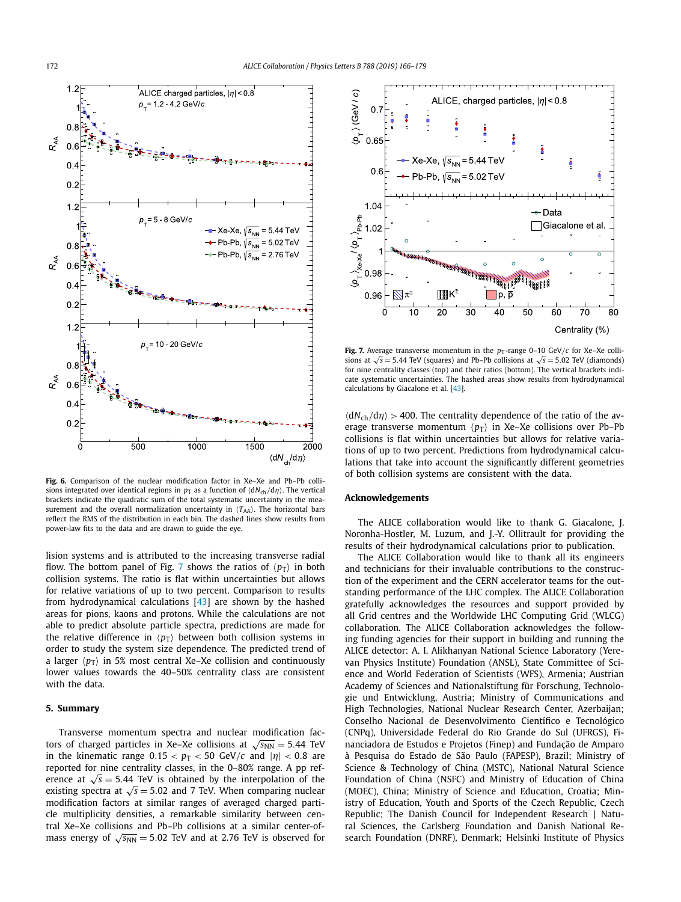**Fig. 6.** Comparison of the nuclear modification factor in Xe–Xe and Pb–Pb collisions integrated over identical regions in $p_T$ as a function of $\langle dN_{ch}/d\eta \rangle$. The vertical brackets indicate the quadratic sum of the total systematic uncertainty in the measurement and the overall normalization uncertainty in $\langle T_{AA} \rangle$. The horizontal bars reflect the RMS of the distribution in each bin. The dashed lines show results from power-law fits to the data and are drawn to guide the eye.

lision systems and is attributed to the increasing transverse radial flow. The bottom panel of Fig. 7 shows the ratios of $\langle p_T \rangle$ in both collision systems. The ratio is flat within uncertainties but allows for relative variations of up to two percent. Comparison to results from hydrodynamical calculations [43] are shown by the hashed areas for pions, kaons and protons. While the calculations are not able to predict absolute particle spectra, predictions are made for the relative difference in $\langle p_T \rangle$ between both collision systems in order to study the system size dependence. The predicted trend of a larger $\langle p_T \rangle$ in 5% most central Xe–Xe collision and continuously lower values towards the 40–50% centrality class are consistent with the data.

## 5. Summary

Transverse momentum spectra and nuclear modification factors of charged particles in Xe–Xe collisions at $\sqrt{s_{NN}} = 5.44$ TeV in the kinematic range $0.15 < p_T < 50$ GeV/$c$ and $|\eta| < 0.8$ are reported for nine centrality classes, in the 0–80% range. A pp reference at $\sqrt{s} = 5.44$ TeV is obtained by the interpolation of the existing spectra at $\sqrt{s} = 5.02$ and 7 TeV. When comparing nuclear modification factors at similar ranges of averaged charged particle multiplicity densities, a remarkable similarity between central Xe–Xe collisions and Pb–Pb collisions at a similar center-of-mass energy of $\sqrt{s_{NN}} = 5.02$ TeV and at 2.76 TeV is observed for

**Fig. 7.** Average transverse momentum in the $p_T$-range 0–10 GeV/$c$ for Xe–Xe collisions at $\sqrt{s} = 5.44$ TeV (squares) and Pb–Pb collisions at $\sqrt{s} = 5.02$ TeV (diamonds) for nine centrality classes (top) and their ratios (bottom). The vertical brackets indicate systematic uncertainties. The hashed areas show results from hydrodynamical calculations by Giacalone et al. [43].

$\langle dN_{ch}/d\eta \rangle > 400$. The centrality dependence of the ratio of the average transverse momentum $\langle p_T \rangle$ in Xe–Xe collisions over Pb–Pb collisions is flat within uncertainties but allows for relative variations of up to two percent. Predictions from hydrodynamical calculations that take into account the significantly different geometries of both collision systems are consistent with the data.

## Acknowledgements

The ALICE collaboration would like to thank G. Giacalone, J. Noronha-Hostler, M. Luzum, and J.-Y. Ollitrault for providing the results of their hydrodynamical calculations prior to publication.

The ALICE Collaboration would like to thank all its engineers and technicians for their invaluable contributions to the construction of the experiment and the CERN accelerator teams for the outstanding performance of the LHC complex. The ALICE Collaboration gratefully acknowledges the resources and support provided by all Grid centres and the Worldwide LHC Computing Grid (WLCG) collaboration. The ALICE Collaboration acknowledges the following funding agencies for their support in building and running the ALICE detector: A. I. Alikhanyan National Science Laboratory (Yerevan Physics Institute) Foundation (ANSL), State Committee of Science and World Federation of Scientists (WFS), Armenia; Austrian Academy of Sciences and Nationalstiftung für Forschung, Technologie und Entwicklung, Austria; Ministry of Communications and High Technologies, National Nuclear Research Center, Azerbaijan; Conselho Nacional de Desenvolvimento Científico e Tecnológico (CNPq), Universidade Federal do Rio Grande do Sul (UFRGS), Financiadora de Estudos e Projetos (Finep) and Fundação de Amparo à Pesquisa do Estado de São Paulo (FAPESP), Brazil; Ministry of Science & Technology of China (MSTC), National Natural Science Foundation of China (NSFC) and Ministry of Education of China (MOEC), China; Ministry of Science and Education, Croatia; Ministry of Education, Youth and Sports of the Czech Republic, Czech Republic; The Danish Council for Independent Research | Natural Sciences, the Carlsberg Foundation and Danish National Research Foundation (DNRF), Denmark; Helsinki Institute of Physics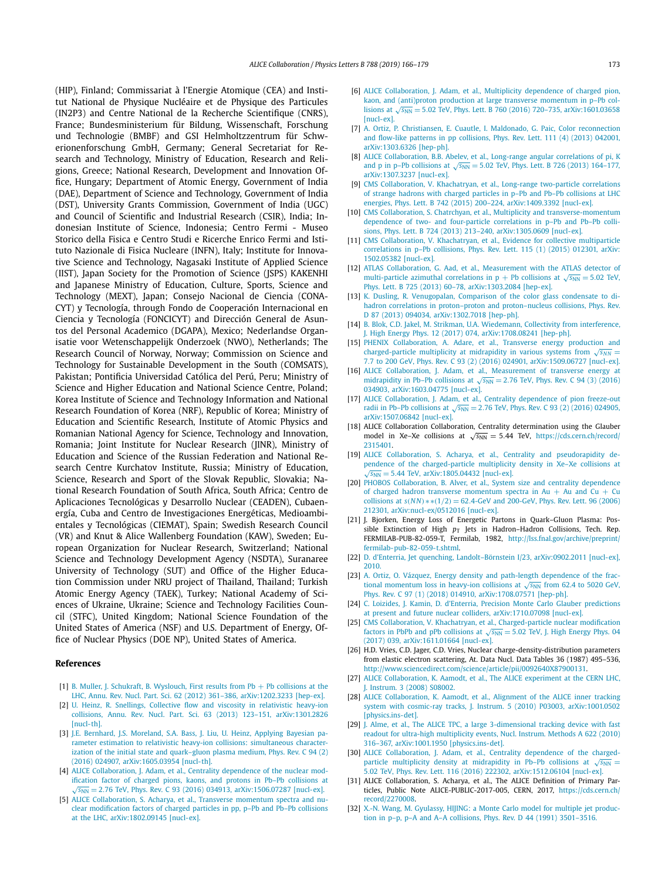(HIP), Finland; Commissariat à l'Energie Atomique (CEA) and Institut National de Physique Nucléaire et de Physique des Particules (IN2P3) and Centre National de la Recherche Scientifique (CNRS), France; Bundesministerium für Bildung, Wissenschaft, Forschung und Technologie (BMBF) and GSI Helmholtzzentrum für Schwerionenforschung GmbH, Germany; General Secretariat for Research and Technology, Ministry of Education, Research and Religions, Greece; National Research, Development and Innovation Office, Hungary; Department of Atomic Energy, Government of India (DAE), Department of Science and Technology, Government of India (DST), University Grants Commission, Government of India (UGC) and Council of Scientific and Industrial Research (CSIR), India; Indonesian Institute of Science, Indonesia; Centro Fermi - Museo Storico della Fisica e Centro Studi e Ricerche Enrico Fermi and Istituto Nazionale di Fisica Nucleare (INFN), Italy; Institute for Innovative Science and Technology, Nagasaki Institute of Applied Science (IIST), Japan Society for the Promotion of Science (JSPS) KAKENHI and Japanese Ministry of Education, Culture, Sports, Science and Technology (MEXT), Japan; Consejo Nacional de Ciencia (CONACYT) y Tecnología, through Fondo de Cooperación Internacional en Ciencia y Tecnología (FONCICYT) and Dirección General de Asuntos del Personal Academico (DGAPA), Mexico; Nederlandse Organisatie voor Wetenschappelijk Onderzoek (NWO), Netherlands; The Research Council of Norway, Norway; Commission on Science and Technology for Sustainable Development in the South (COMSATS), Pakistan; Pontificia Universidad Católica del Perú, Peru; Ministry of Science and Higher Education and National Science Centre, Poland; Korea Institute of Science and Technology Information and National Research Foundation of Korea (NRF), Republic of Korea; Ministry of Education and Scientific Research, Institute of Atomic Physics and Romanian National Agency for Science, Technology and Innovation, Romania; Joint Institute for Nuclear Research (JINR), Ministry of Education and Science of the Russian Federation and National Research Centre Kurchatov Institute, Russia; Ministry of Education, Science, Research and Sport of the Slovak Republic, Slovakia; National Research Foundation of South Africa, South Africa; Centro de Aplicaciones Tecnológicas y Desarrollo Nuclear (CEADEN), Cubaenergía, Cuba and Centro de Investigaciones Energéticas, Medioambientales y Tecnológicas (CIEMAT), Spain; Swedish Research Council (VR) and Knut & Alice Wallenberg Foundation (KAW), Sweden; European Organization for Nuclear Research, Switzerland; National Science and Technology Development Agency (NSDTA), Suranaree University of Technology (SUT) and Office of the Higher Education Commission under NRU project of Thailand, Thailand; Turkish Atomic Energy Agency (TAEK), Turkey; National Academy of Sciences of Ukraine, Ukraine; Science and Technology Facilities Council (STFC), United Kingdom; National Science Foundation of the United States of America (NSF) and U.S. Department of Energy, Office of Nuclear Physics (DOE NP), United States of America.

## References

[1] B. Muller, J. Schukraft, B. Wyslouch, First results from Pb + Pb collisions at the LHC, Annu. Rev. Nucl. Part. Sci. 62 (2012) 361–386, arXiv:1202.3233 [hep-ex].

[2] U. Heinz, R. Snellings, Collective flow and viscosity in relativistic heavy-ion collisions, Annu. Rev. Nucl. Part. Sci. 63 (2013) 123–151, arXiv:1301.2826 [nucl-th].

[3] J.E. Bernhard, J.S. Moreland, S.A. Bass, J. Liu, U. Heinz, Applying Bayesian parameter estimation to relativistic heavy-ion collisions: simultaneous characterization of the initial state and quark–gluon plasma medium, Phys. Rev. C 94 (2) (2016) 024907, arXiv:1605.03954 [nucl-th].

[4] ALICE Collaboration, J. Adam, et al., Centrality dependence of the nuclear modification factor of charged pions, kaons, and protons in Pb–Pb collisions at $\sqrt{s_{\rm NN}} = 2.76$ TeV, Phys. Rev. C 93 (2016) 034913, arXiv:1506.07287 [nucl-ex].

[5] ALICE Collaboration, S. Acharya, et al., Transverse momentum spectra and nuclear modification factors of charged particles in pp, p–Pb and Pb–Pb collisions at the LHC, arXiv:1802.09145 [nucl-ex].

[6] ALICE Collaboration, J. Adam, et al., Multiplicity dependence of charged pion, kaon, and (anti)proton production at large transverse momentum in p–Pb collisions at $\sqrt{s_{\rm NN}} = 5.02$ TeV, Phys. Lett. B 760 (2016) 720–735, arXiv:1601.03658 [nucl-ex].

[7] A. Ortiz, P. Christiansen, E. Cuautle, I. Maldonado, G. Paic, Color reconnection and flow-like patterns in pp collisions, Phys. Rev. Lett. 111 (4) (2013) 042001, arXiv:1303.6326 [hep-ph].

[8] ALICE Collaboration, B.B. Abelev, et al., Long-range angular correlations of pi, K and p in p–Pb collisions at $\sqrt{s_{\rm NN}} = 5.02$ TeV, Phys. Lett. B 726 (2013) 164–177, arXiv:1307.3237 [nucl-ex].

[9] CMS Collaboration, V. Khachatryan, et al., Long-range two-particle correlations of strange hadrons with charged particles in p–Pb and Pb–Pb collisions at LHC energies, Phys. Lett. B 742 (2015) 200–224, arXiv:1409.3392 [nucl-ex].

[10] CMS Collaboration, S. Chatrchyan, et al., Multiplicity and transverse-momentum dependence of two- and four-particle correlations in p–Pb and Pb–Pb collisions, Phys. Lett. B 724 (2013) 213–240, arXiv:1305.0609 [nucl-ex].

[11] CMS Collaboration, V. Khachatryan, et al., Evidence for collective multiparticle correlations in p–Pb collisions, Phys. Rev. Lett. 115 (1) (2015) 012301, arXiv:1502.05382 [nucl-ex].

[12] ATLAS Collaboration, G. Aad, et al., Measurement with the ATLAS detector of multi-particle azimuthal correlations in p + Pb collisions at $\sqrt{s_{\rm NN}} = 5.02$ TeV, Phys. Lett. B 725 (2013) 60–78, arXiv:1303.2084 [hep-ex].

[13] K. Dusling, R. Venugopalan, Comparison of the color glass condensate to dihadron correlations in proton–proton and proton–nucleus collisions, Phys. Rev. D 87 (2013) 094034, arXiv:1302.7018 [hep-ph].

[14] B. Blok, C.D. Jakel, M. Strikman, U.A. Wiedemann, Collectivity from interference, J. High Energy Phys. 12 (2017) 074, arXiv:1708.08241 [hep-ph].

[15] PHENIX Collaboration, A. Adare, et al., Transverse energy production and charged-particle multiplicity at midrapidity in various systems from $\sqrt{s_{\rm NN}} =$ 7.7 to 200 GeV, Phys. Rev. C 93 (2) (2016) 024901, arXiv:1509.06727 [nucl-ex].

[16] ALICE Collaboration, J. Adam, et al., Measurement of transverse energy at midrapidity in Pb–Pb collisions at $\sqrt{s_{\rm NN}} = 2.76$ TeV, Phys. Rev. C 94 (3) (2016) 034903, arXiv:1603.04775 [nucl-ex].

[17] ALICE Collaboration, J. Adam, et al., Centrality dependence of pion freeze-out radii in Pb–Pb collisions at $\sqrt{s_{\rm NN}} = 2.76$ TeV, Phys. Rev. C 93 (2) (2016) 024905, arXiv:1507.06842 [nucl-ex].

[18] ALICE Collaboration Collaboration, Centrality determination using the Glauber model in Xe–Xe collisions at $\sqrt{s_{\rm NN}} = 5.44$ TeV, https://cds.cern.ch/record/2315401.

[19] ALICE Collaboration, S. Acharya, et al., Centrality and pseudorapidity dependence of the charged-particle multiplicity density in Xe–Xe collisions at $\sqrt{s_{\rm NN}} = 5.44$ TeV, arXiv:1805.04432 [nucl-ex].

[20] PHOBOS Collaboration, B. Alver, et al., System size and centrality dependence of charged hadron transverse momentum spectra in Au + Au and Cu + Cu collisions at $s(NN)**(1/2) = 62.4$-GeV and 200-GeV, Phys. Rev. Lett. 96 (2006) 212301, arXiv:nucl-ex/0512016 [nucl-ex].

[21] J. Bjorken, Energy Loss of Energetic Partons in Quark–Gluon Plasma: Possible Extinction of High $p_{\rm T}$ Jets in Hadron–Hadron Collisions, Tech. Rep. FERMILAB-PUB-82-059-T, Fermilab, 1982, http://lss.fnal.gov/archive/preprint/fermilab-pub-82-059-t.shtml.

[22] D. d'Enterria, Jet quenching, Landolt–Börnstein I/23, arXiv:0902.2011 [nucl-ex], 2010.

[23] A. Ortiz, O. Vázquez, Energy density and path-length dependence of the fractional momentum loss in heavy-ion collisions at $\sqrt{s_{\rm NN}}$ from 62.4 to 5020 GeV, Phys. Rev. C 97 (1) (2018) 014910, arXiv:1708.07571 [hep-ph].

[24] C. Loizides, J. Kamin, D. d'Enterria, Precision Monte Carlo Glauber predictions at present and future nuclear colliders, arXiv:1710.07098 [nucl-ex].

[25] CMS Collaboration, V. Khachatryan, et al., Charged-particle nuclear modification factors in PbPb and pPb collisions at $\sqrt{s_{\rm NN}} = 5.02$ TeV, J. High Energy Phys. 04 (2017) 039, arXiv:1611.01664 [nucl-ex].

[26] H.D. Vries, C.D. Jager, C.D. Vries, Nuclear charge-density-distribution parameters from elastic electron scattering, At. Data Nucl. Data Tables 36 (1987) 495–536, http://www.sciencedirect.com/science/article/pii/0092640X87900131.

[27] ALICE Collaboration, K. Aamodt, et al., The ALICE experiment at the CERN LHC, J. Instrum. 3 (2008) S08002.

[28] ALICE Collaboration, K. Aamodt, et al., Alignment of the ALICE inner tracking system with cosmic-ray tracks, J. Instrum. 5 (2010) P03003, arXiv:1001.0502 [physics.ins-det].

[29] J. Alme, et al., The ALICE TPC, a large 3-dimensional tracking device with fast readout for ultra-high multiplicity events, Nucl. Instrum. Methods A 622 (2010) 316–367, arXiv:1001.1950 [physics.ins-det].

[30] ALICE Collaboration, J. Adam, et al., Centrality dependence of the charged-particle multiplicity density at midrapidity in Pb–Pb collisions at $\sqrt{s_{\rm NN}} =$ 5.02 TeV, Phys. Rev. Lett. 116 (2016) 222302, arXiv:1512.06104 [nucl-ex].

[31] ALICE Collaboration, S. Acharya, et al., The ALICE Definition of Primary Particles, Public Note ALICE-PUBLIC-2017-005, CERN, 2017, https://cds.cern.ch/record/2270008.

[32] X.-N. Wang, M. Gyulassy, HIJING: a Monte Carlo model for multiple jet production in p–p, p–A and A–A collisions, Phys. Rev. D 44 (1991) 3501–3516.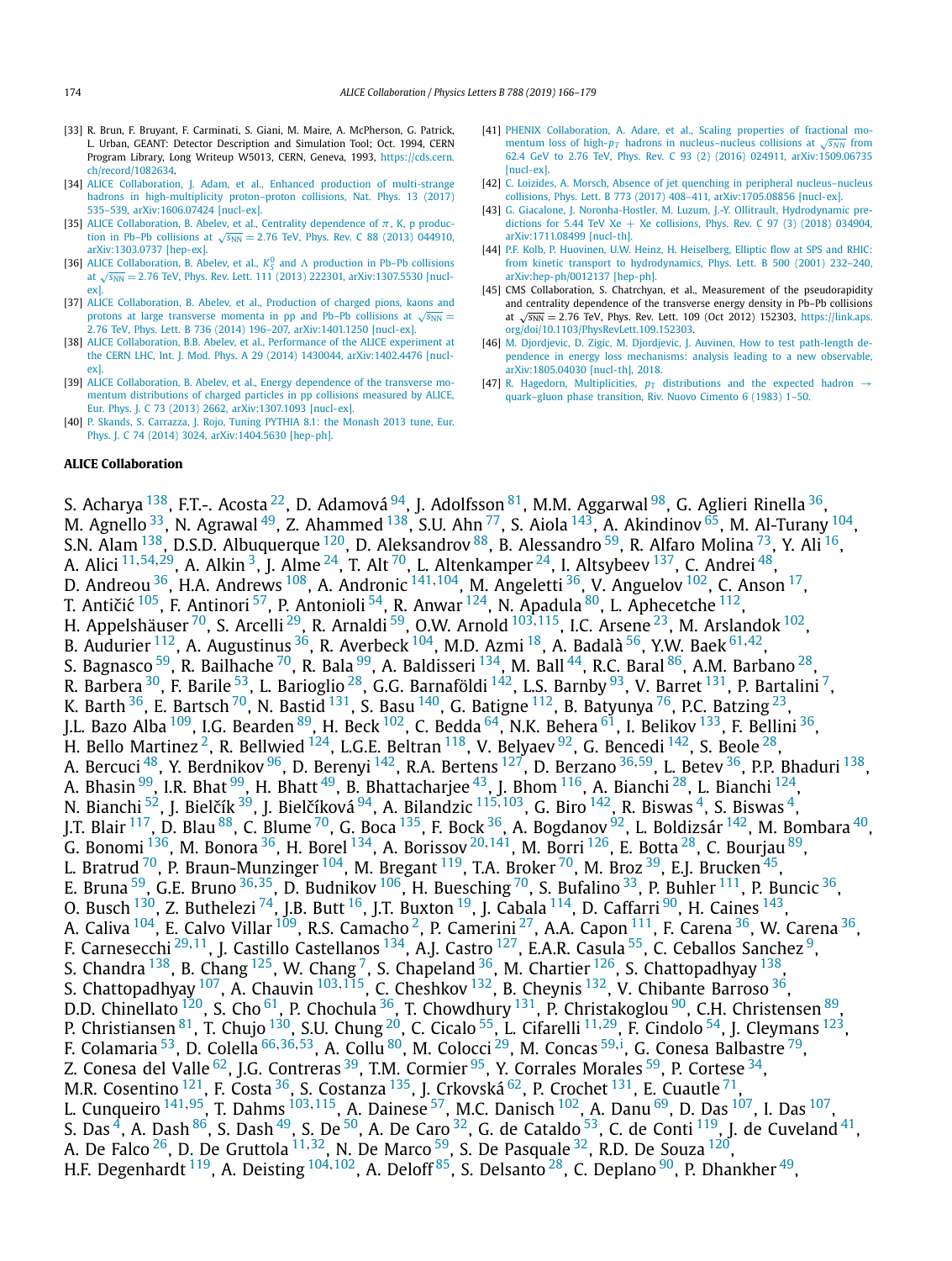[33] R. Brun, F. Bruyant, F. Carminati, S. Giani, M. Maire, A. McPherson, G. Patrick, L. Urban, GEANT: Detector Description and Simulation Tool; Oct. 1994, CERN Program Library, Long Writeup W5013, CERN, Geneva, 1993, https://cds.cern.ch/record/1082634.

[34] ALICE Collaboration, J. Adam, et al., Enhanced production of multi-strange hadrons in high-multiplicity proton–proton collisions, Nat. Phys. 13 (2017) 535–539, arXiv:1606.07424 [nucl-ex].

[35] ALICE Collaboration, B. Abelev, et al., Centrality dependence of π, K, p production in Pb–Pb collisions at $\sqrt{s_{NN}} = 2.76$ TeV, Phys. Rev. C 88 (2013) 044910, arXiv:1303.0737 [hep-ex].

[36] ALICE Collaboration, B. Abelev, et al., $K^0_S$ and Λ production in Pb–Pb collisions at $\sqrt{s_{NN}} = 2.76$ TeV, Phys. Rev. Lett. 111 (2013) 222301, arXiv:1307.5530 [nucl-ex].

[37] ALICE Collaboration, B. Abelev, et al., Production of charged pions, kaons and protons at large transverse momenta in pp and Pb–Pb collisions at $\sqrt{s_{NN}} = 2.76$ TeV, Phys. Lett. B 736 (2014) 196–207, arXiv:1401.1250 [nucl-ex].

[38] ALICE Collaboration, B.B. Abelev, et al., Performance of the ALICE experiment at the CERN LHC, Int. J. Mod. Phys. A 29 (2014) 1430044, arXiv:1402.4476 [nucl-ex].

[39] ALICE Collaboration, B. Abelev, et al., Energy dependence of the transverse momentum distributions of charged particles in pp collisions measured by ALICE, Eur. Phys. J. C 73 (2013) 2662, arXiv:1307.1093 [nucl-ex].

[40] P. Skands, S. Carrazza, J. Rojo, Tuning PYTHIA 8.1: the Monash 2013 tune, Eur. Phys. J. C 74 (2014) 3024, arXiv:1404.5630 [hep-ph].

[41] PHENIX Collaboration, A. Adare, et al., Scaling properties of fractional momentum loss of high-$p_T$ hadrons in nucleus–nucleus collisions at $\sqrt{s_{NN}}$ from 62.4 GeV to 2.76 TeV, Phys. Rev. C 93 (2) (2016) 024911, arXiv:1509.06735 [nucl-ex].

[42] C. Loizides, A. Morsch, Absence of jet quenching in peripheral nucleus–nucleus collisions, Phys. Lett. B 773 (2017) 408–411, arXiv:1705.08856 [nucl-ex].

[43] G. Giacalone, J. Noronha-Hostler, M. Luzum, J.-Y. Ollitrault, Hydrodynamic predictions for 5.44 TeV Xe + Xe collisions, Phys. Rev. C 97 (3) (2018) 034904, arXiv:1711.08499 [nucl-th].

[44] P.F. Kolb, P. Huovinen, U.W. Heinz, H. Heiselberg, Elliptic flow at SPS and RHIC: from kinetic transport to hydrodynamics, Phys. Lett. B 500 (2001) 232–240, arXiv:hep-ph/0012137 [hep-ph].

[45] CMS Collaboration, S. Chatrchyan, et al., Measurement of the pseudorapidity and centrality dependence of the transverse energy density in Pb–Pb collisions at $\sqrt{s_{NN}} = 2.76$ TeV, Phys. Rev. Lett. 109 (Oct 2012) 152303, https://link.aps.org/doi/10.1103/PhysRevLett.109.152303.

[46] M. Djordjevic, D. Zigic, M. Djordjevic, J. Auvinen, How to test path-length dependence in energy loss mechanisms: analysis leading to a new observable, arXiv:1805.04030 [nucl-th], 2018.

[47] R. Hagedorn, Multiplicities, $p_T$ distributions and the expected hadron → quark–gluon phase transition, Riv. Nuovo Cimento 6 (1983) 1–50.

## ALICE Collaboration

S. Acharya [138], F.T.-. Acosta [22], D. Adamová [94], J. Adolfsson [81], M.M. Aggarwal [98], G. Aglieri Rinella [36], M. Agnello [33], N. Agrawal [49], Z. Ahammed [138], S.U. Ahn [77], S. Aiola [143], A. Akindinov [65], M. Al-Turany [104], S.N. Alam [138], D.S.D. Albuquerque [120], D. Aleksandrov [88], B. Alessandro [59], R. Alfaro Molina [73], Y. Ali [16], A. Alici [11,54,29], A. Alkin [3], J. Alme [24], T. Alt [70], L. Altenkamper [24], I. Altsybeev [137], C. Andrei [48], D. Andreou [36], H.A. Andrews [108], A. Andronic [141,104], M. Angeletti [36], V. Anguelov [102], C. Anson [17], T. Antičić [105], F. Antinori [57], P. Antonioli [54], R. Anwar [124], N. Apadula [80], L. Aphecetche [112], H. Appelshäuser [70], S. Arcelli [29], R. Arnaldi [59], O.W. Arnold [103,115], I.C. Arsene [23], M. Arslandok [102], B. Audurier [112], A. Augustinus [36], R. Averbeck [104], M.D. Azmi [18], A. Badalà [56], Y.W. Baek [61,42], S. Bagnasco [59], R. Bailhache [70], R. Bala [99], A. Baldisseri [134], M. Ball [44], R.C. Baral [86], A.M. Barbano [28], R. Barbera [30], F. Barile [53], L. Barioglio [28], G.G. Barnaföldi [142], L.S. Barnby [93], V. Barret [131], P. Bartalini [7], K. Barth [36], E. Bartsch [70], N. Bastid [131], S. Basu [140], G. Batigne [112], B. Batyunya [76], P.C. Batzing [23], J.L. Bazo Alba [109], I.G. Bearden [89], H. Beck [102], C. Bedda [64], N.K. Behera [61], I. Belikov [133], F. Bellini [36], H. Bello Martinez [2], R. Bellwied [124], L.G.E. Beltran [118], V. Belyaev [92], G. Bencedi [142], S. Beole [28], A. Bercuci [48], Y. Berdnikov [96], D. Berenyi [142], R.A. Bertens [127], D. Berzano [36,59], L. Betev [36], P.P. Bhaduri [138], A. Bhasin [99], I.R. Bhat [99], H. Bhatt [49], B. Bhattacharjee [43], J. Bhom [116], A. Bianchi [28], L. Bianchi [124], N. Bianchi [52], J. Bielčík [39], J. Bielčíková [94], A. Bilandzic [115,103], G. Biro [142], R. Biswas [4], S. Biswas [4], J.T. Blair [117], D. Blau [88], C. Blume [70], G. Boca [135], F. Bock [36], A. Bogdanov [92], L. Boldizsár [142], M. Bombara [40], G. Bonomi [136], M. Bonora [36], H. Borel [134], A. Borissov [20,141], M. Borri [126], E. Botta [28], C. Bourjau [89], L. Bratrud [70], P. Braun-Munzinger [104], M. Bregant [119], T.A. Broker [70], M. Broz [39], E.J. Brucken [45], E. Bruna [59], G.E. Bruno [36,35], D. Budnikov [106], H. Buesching [70], S. Bufalino [33], P. Buhler [111], P. Buncic [36], O. Busch [130], Z. Buthelezi [74], J.B. Butt [16], J.T. Buxton [19], J. Cabala [114], D. Caffarri [90], H. Caines [143], A. Caliva [104], E. Calvo Villar [109], R.S. Camacho [2], P. Camerini [27], A.A. Capon [111], F. Carena [36], W. Carena [36], F. Carnesecchi [29,11], J. Castillo Castellanos [134], A.J. Castro [127], E.A.R. Casula [55], C. Ceballos Sanchez [9], S. Chandra [138], B. Chang [125], W. Chang [7], S. Chapeland [36], M. Chartier [126], S. Chattopadhyay [138], S. Chattopadhyay [107], A. Chauvin [103,115], C. Cheshkov [132], B. Cheynis [132], V. Chibante Barroso [36], D.D. Chinellato [120], S. Cho [61], P. Chochula [36], T. Chowdhury [131], P. Christakoglou [90], C.H. Christensen [89], P. Christiansen [81], T. Chujo [130], S.U. Chung [20], C. Cicalo [55], L. Cifarelli [11,29], F. Cindolo [54], J. Cleymans [123], F. Colamaria [53], D. Colella [66,36,53], A. Collu [80], M. Colocci [29], M. Concas [59,i], G. Conesa Balbastre [79], Z. Conesa del Valle [62], J.G. Contreras [39], T.M. Cormier [95], Y. Corrales Morales [59], P. Cortese [34], M.R. Cosentino [121], F. Costa [36], S. Costanza [135], J. Crkovská [62], P. Crochet [131], E. Cuautle [71], L. Cunqueiro [141,95], T. Dahms [103,115], A. Dainese [57], M.C. Danisch [102], A. Danu [69], D. Das [107], I. Das [107], S. Das [4], A. Dash [86], S. Dash [49], S. De [50], A. De Caro [32], G. de Cataldo [53], C. de Conti [119], J. de Cuveland [41], A. De Falco [26], D. De Gruttola [11,32], N. De Marco [59], S. De Pasquale [32], R.D. De Souza [120], H.F. Degenhardt [119], A. Deisting [104,102], A. Deloff [85], S. Delsanto [28], C. Deplano [90], P. Dhankher [49],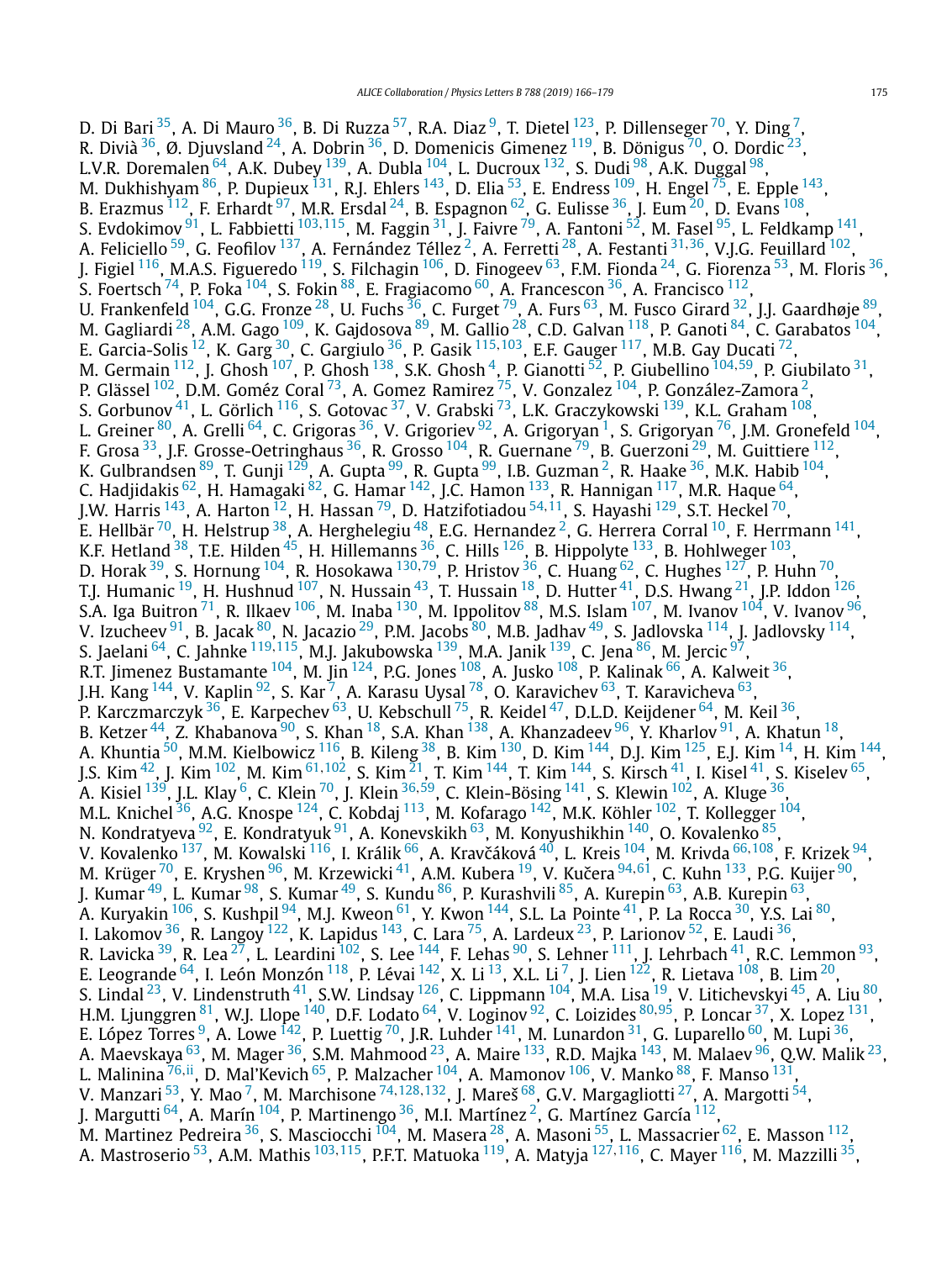D. Di Bari [35], A. Di Mauro [36], B. Di Ruzza [57], R.A. Diaz [9], T. Dietel [123], P. Dillenseger [70], Y. Ding [7], R. Divià [36], Ø. Djuvsland [24], A. Dobrin [36], D. Domenicis Gimenez [119], B. Dönigus [70], O. Dordic [23], L.V.R. Doremalen [64], A.K. Dubey [139], A. Dubla [104], L. Ducroux [132], S. Dudi [98], A.K. Duggal [98], M. Dukhishyam [86], P. Dupieux [131], R.J. Ehlers [143], D. Elia [53], E. Endress [109], H. Engel [75], E. Epple [143], B. Erazmus [112], F. Erhardt [97], M.R. Ersdal [24], B. Espagnon [62], G. Eulisse [36], J. Eum [20], D. Evans [108], S. Evdokimov [91], L. Fabbietti [103,115], M. Faggin [31], J. Faivre [79], A. Fantoni [52], M. Fasel [95], L. Feldkamp [141], A. Feliciello [59], G. Feofilov [137], A. Fernández Téllez [2], A. Ferretti [28], A. Festanti [31,36], V.J.G. Feuillard [102], J. Figiel [116], M.A.S. Figueredo [119], S. Filchagin [106], D. Finogeev [63], F.M. Fionda [24], G. Fiorenza [53], M. Floris [36], S. Foertsch [74], P. Foka [104], S. Fokin [88], E. Fragiacomo [60], A. Francescon [36], A. Francisco [112], U. Frankenfeld [104], G.G. Fronze [28], U. Fuchs [36], C. Furget [79], A. Furs [63], M. Fusco Girard [32], J.J. Gaardhøje [89], M. Gagliardi [28], A.M. Gago [109], K. Gajdosova [89], M. Gallio [28], C.D. Galvan [118], P. Ganoti [84], C. Garabatos [104], E. Garcia-Solis [12], K. Garg [30], C. Gargiulo [36], P. Gasik [115,103], E.F. Gauger [117], M.B. Gay Ducati [72], M. Germain [112], J. Ghosh [107], P. Ghosh [138], S.K. Ghosh [4], P. Gianotti [52], P. Giubellino [104,59], P. Giubilato [31], P. Glässel [102], D.M. Goméz Coral [73], A. Gomez Ramirez [75], V. Gonzalez [104], P. González-Zamora [2], S. Gorbunov [41], L. Görlich [116], S. Gotovac [37], V. Grabski [73], L.K. Graczykowski [139], K.L. Graham [108], L. Greiner [80], A. Grelli [64], C. Grigoras [36], V. Grigoriev [92], A. Grigoryan [1], S. Grigoryan [76], J.M. Gronefeld [104], F. Grosa [33], J.F. Grosse-Oetringhaus [36], R. Grosso [104], R. Guernane [79], B. Guerzoni [29], M. Guittiere [112], K. Gulbrandsen [89], T. Gunji [129], A. Gupta [99], R. Gupta [99], I.B. Guzman [2], R. Haake [36], M.K. Habib [104], C. Hadjidakis [62], H. Hamagaki [82], G. Hamar [142], J.C. Hamon [133], R. Hannigan [117], M.R. Haque [64], J.W. Harris [143], A. Harton [12], H. Hassan [79], D. Hatzifotiadou [54,11], S. Hayashi [129], S.T. Heckel [70], E. Hellbär [70], H. Helstrup [38], A. Herghelegiu [48], E.G. Hernandez [2], G. Herrera Corral [10], F. Herrmann [141], K.F. Hetland [38], T.E. Hilden [45], H. Hillemanns [36], C. Hills [126], B. Hippolyte [133], B. Hohlweger [103], D. Horak [39], S. Hornung [104], R. Hosokawa [130,79], P. Hristov [36], C. Huang [62], C. Hughes [127], P. Huhn [70], T.J. Humanic [19], H. Hushnud [107], N. Hussain [43], T. Hussain [18], D. Hutter [41], D.S. Hwang [21], J.P. Iddon [126], S.A. Iga Buitron [71], R. Ilkaev [106], M. Inaba [130], M. Ippolitov [88], M.S. Islam [107], M. Ivanov [104], V. Ivanov [96], V. Izucheev [91], B. Jacak [80], N. Jacazio [29], P.M. Jacobs [80], M.B. Jadhav [49], S. Jadlovska [114], J. Jadlovsky [114], S. Jaelani [64], C. Jahnke [119,115], M.J. Jakubowska [139], M.A. Janik [139], C. Jena [86], M. Jercic [97], R.T. Jimenez Bustamante [104], M. Jin [124], P.G. Jones [108], A. Jusko [108], P. Kalinak [66], A. Kalweit [36], J.H. Kang [144], V. Kaplin [92], S. Kar [7], A. Karasu Uysal [78], O. Karavichev [63], T. Karavicheva [63], P. Karczmarczyk [36], E. Karpechev [63], U. Kebschull [75], R. Keidel [47], D.L.D. Keijdener [64], M. Keil [36], B. Ketzer [44], Z. Khabanova [90], S. Khan [18], S.A. Khan [138], A. Khanzadeev [96], Y. Kharlov [91], A. Khatun [18], A. Khuntia [50], M.M. Kielbowicz [116], B. Kileng [38], B. Kim [130], D. Kim [144], D.J. Kim [125], E.J. Kim [14], H. Kim [144], J.S. Kim [42], J. Kim [102], M. Kim [61,102], S. Kim [21], T. Kim [144], T. Kim [144], S. Kirsch [41], I. Kisel [41], S. Kiselev [65], A. Kisiel [139], J.L. Klay [6], C. Klein [70], J. Klein [36,59], C. Klein-Bösing [141], S. Klewin [102], A. Kluge [36], M.L. Knichel [36], A.G. Knospe [124], C. Kobdaj [113], M. Kofarago [142], M.K. Köhler [102], T. Kollegger [104], N. Kondratyeva [92], E. Kondratyuk [91], A. Konevskikh [63], M. Konyushikhin [140], O. Kovalenko [85], V. Kovalenko [137], M. Kowalski [116], I. Králik [66], A. Kravčáková [40], L. Kreis [104], M. Krivda [66,108], F. Krizek [94], M. Krüger [70], E. Kryshen [96], M. Krzewicki [41], A.M. Kubera [19], V. Kučera [94,61], C. Kuhn [133], P.G. Kuijer [90], J. Kumar [49], L. Kumar [98], S. Kumar [49], S. Kundu [86], P. Kurashvili [85], A. Kurepin [63], A.B. Kurepin [63], A. Kuryakin [106], S. Kushpil [94], M.J. Kweon [61], Y. Kwon [144], S.L. La Pointe [41], P. La Rocca [30], Y.S. Lai [80], I. Lakomov [36], R. Langoy [122], K. Lapidus [143], C. Lara [75], A. Lardeux [23], P. Larionov [52], E. Laudi [36], R. Lavicka [39], R. Lea [27], L. Leardini [102], S. Lee [144], F. Lehas [90], S. Lehner [111], J. Lehrbach [41], R.C. Lemmon [93], E. Leogrande [64], I. León Monzón [118], P. Lévai [142], X. Li [13], X.L. Li [7], J. Lien [122], R. Lietava [108], B. Lim [20], S. Lindal [23], V. Lindenstruth [41], S.W. Lindsay [126], C. Lippmann [104], M.A. Lisa [19], V. Litichevskyi [45], A. Liu [80], H.M. Ljunggren [81], W.J. Llope [140], D.F. Lodato [64], V. Loginov [92], C. Loizides [80,95], P. Loncar [37], X. Lopez [131], E. López Torres [9], A. Lowe [142], P. Luettig [70], J.R. Luhder [141], M. Lunardon [31], G. Luparello [60], M. Lupi [36], A. Maevskaya [63], M. Mager [36], S.M. Mahmood [23], A. Maire [133], R.D. Majka [143], M. Malaev [96], Q.W. Malik [23], L. Malinina [76,ii], D. Mal'Kevich [65], P. Malzacher [104], A. Mamonov [106], V. Manko [88], F. Manso [131], V. Manzari [53], Y. Mao [7], M. Marchisone [74,128,132], J. Mareš [68], G.V. Margagliotti [27], A. Margotti [54], J. Margutti [64], A. Marín [104], P. Martinengo [36], M.I. Martínez [2], G. Martínez García [112], M. Martinez Pedreira [36], S. Masciocchi [104], M. Masera [28], A. Masoni [55], L. Massacrier [62], E. Masson [112], A. Mastroserio [53], A.M. Mathis [103,115], P.F.T. Matuoka [119], A. Matyja [127,116], C. Mayer [116], M. Mazzilli [35],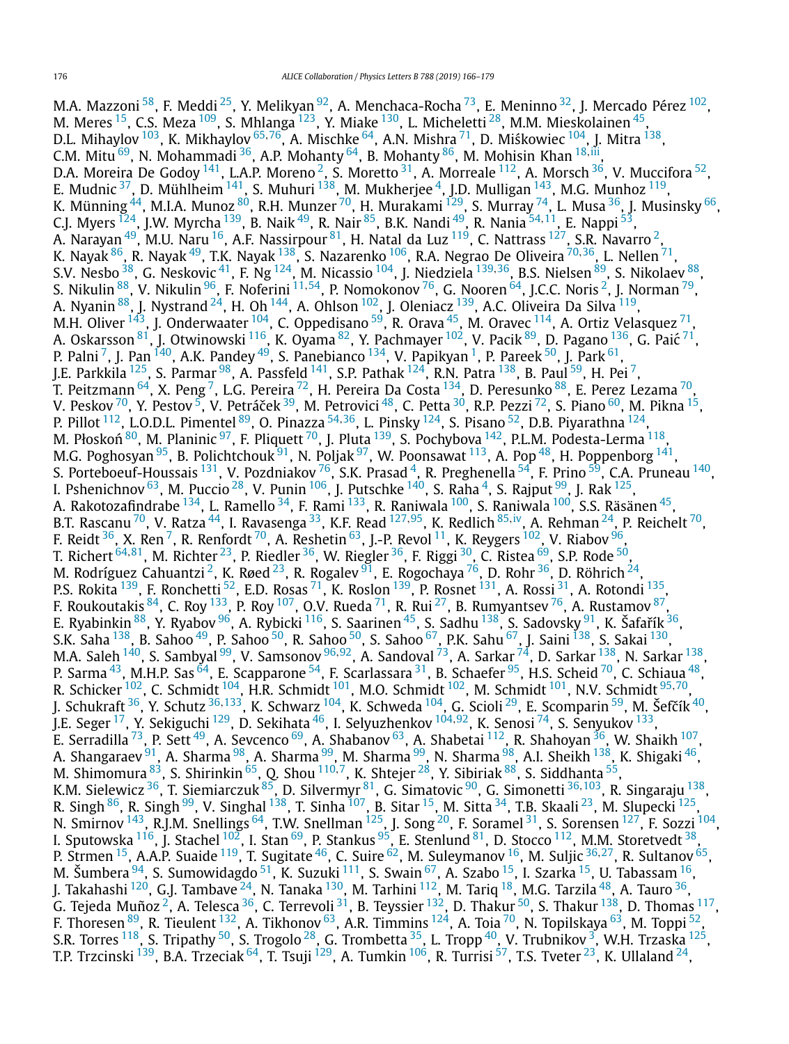M.A. Mazzoni [58], F. Meddi [25], Y. Melikyan [92], A. Menchaca-Rocha [73], E. Meninno [32], J. Mercado Pérez [102], M. Meres [15], C.S. Meza [109], S. Mhlanga [123], Y. Miake [130], L. Micheletti [28], M.M. Mieskolainen [45], D.L. Mihaylov [103], K. Mikhaylov [65,76], A. Mischke [64], A.N. Mishra [71], D. Miśkowiec [104], J. Mitra [138], C.M. Mitu [69], N. Mohammadi [36], A.P. Mohanty [64], B. Mohanty [86], M. Mohisin Khan [18,iii], D.A. Moreira De Godoy [141], L.A.P. Moreno [2], S. Moretto [31], A. Morreale [112], A. Morsch [36], V. Muccifora [52], E. Mudnic [37], D. Mühlheim [141], S. Muhuri [138], M. Mukherjee [4], J.D. Mulligan [143], M.G. Munhoz [119], K. Münning [44], M.I.A. Munoz [80], R.H. Munzer [70], H. Murakami [129], S. Murray [74], L. Musa [36], J. Musinsky [66], C.J. Myers [124], J.W. Myrcha [139], B. Naik [49], R. Nair [85], B.K. Nandi [49], R. Nania [54,11], E. Nappi [53], A. Narayan [49], M.U. Naru [16], A.F. Nassirpour [81], H. Natal da Luz [119], C. Nattrass [127], S.R. Navarro [2], K. Nayak [86], R. Nayak [49], T.K. Nayak [138], S. Nazarenko [106], R.A. Negrao De Oliveira [70,36], L. Nellen [71], S.V. Nesbo [38], G. Neskovic [41], F. Ng [124], M. Nicassio [104], J. Niedziela [139,36], B.S. Nielsen [89], S. Nikolaev [88], S. Nikulin [88], V. Nikulin [96], F. Noferini [11,54], P. Nomokonov [76], G. Nooren [64], J.C.C. Noris [2], J. Norman [79], A. Nyanin [88], J. Nystrand [24], H. Oh [144], A. Ohlson [102], J. Oleniacz [139], A.C. Oliveira Da Silva [119], M.H. Oliver [143], J. Onderwaater [104], C. Oppedisano [59], R. Orava [45], M. Oravec [114], A. Ortiz Velasquez [71], A. Oskarsson [81], J. Otwinowski [116], K. Oyama [82], Y. Pachmayer [102], V. Pacik [89], D. Pagano [136], G. Paić [71], P. Palni [7], J. Pan [140], A.K. Pandey [49], S. Panebianco [134], V. Papikyan [1], P. Pareek [50], J. Park [61], J.E. Parkkila [125], S. Parmar [98], A. Passfeld [141], S.P. Pathak [124], R.N. Patra [138], B. Paul [59], H. Pei [7], T. Peitzmann [64], X. Peng [7], L.G. Pereira [72], H. Pereira Da Costa [134], D. Peresunko [88], E. Perez Lezama [70], V. Peskov [70], Y. Pestov [5], V. Petráček [39], M. Petrovici [48], C. Petta [30], R.P. Pezzi [72], S. Piano [60], M. Pikna [15], P. Pillot [112], L.O.D.L. Pimentel [89], O. Pinazza [54,36], L. Pinsky [124], S. Pisano [52], D.B. Piyarathna [124], M. Płoskoń [80], M. Planinic [97], F. Pliquett [70], J. Pluta [139], S. Pochybova [142], P.L.M. Podesta-Lerma [118], M.G. Poghosyan [95], B. Polichtchouk [91], N. Poljak [97], W. Poonsawat [113], A. Pop [48], H. Poppenborg [141], S. Porteboeuf-Houssais [131], V. Pozdniakov [76], S.K. Prasad [4], R. Preghenella [54], F. Prino [59], C.A. Pruneau [140], I. Pshenichnov [63], M. Puccio [28], V. Punin [106], J. Putschke [140], S. Raha [4], S. Rajput [99], J. Rak [125], A. Rakotozafindrabe [134], L. Ramello [34], F. Rami [133], R. Raniwala [100], S. Raniwala [100], S.S. Räsänen [45], B.T. Rascanu [70], V. Ratza [44], I. Ravasenga [33], K.F. Read [127,95], K. Redlich [85,iv], A. Rehman [24], P. Reichelt [70], F. Reidt [36], X. Ren [7], R. Renfordt [70], A. Reshetin [63], J.-P. Revol [11], K. Reygers [102], V. Riabov [96], T. Richert [64,81], M. Richter [23], P. Riedler [36], W. Riegler [36], F. Riggi [30], C. Ristea [69], S.P. Rode [50], M. Rodríguez Cahuantzi [2], K. Røed [23], R. Rogalev [91], E. Rogochaya [76], D. Rohr [36], D. Röhrich [24], P.S. Rokita [139], F. Ronchetti [52], E.D. Rosas [71], K. Roslon [139], P. Rosnet [131], A. Rossi [31], A. Rotondi [135], F. Roukoutakis [84], C. Roy [133], P. Roy [107], O.V. Rueda [71], R. Rui [27], B. Rumyantsev [76], A. Rustamov [87], E. Ryabinkin [88], Y. Ryabov [96], A. Rybicki [116], S. Saarinen [45], S. Sadhu [138], S. Sadovsky [91], K. Šafařík [36], S.K. Saha [138], B. Sahoo [49], P. Sahoo [50], R. Sahoo [50], S. Sahoo [67], P.K. Sahu [67], J. Saini [138], S. Sakai [130], M.A. Saleh [140], S. Sambyal [99], V. Samsonov [96,92], A. Sandoval [73], A. Sarkar [74], D. Sarkar [138], N. Sarkar [138], P. Sarma [43], M.H.P. Sas [64], E. Scapparone [54], F. Scarlassara [31], B. Schaefer [95], H.S. Scheid [70], C. Schiaua [48], R. Schicker [102], C. Schmidt [104], H.R. Schmidt [101], M.O. Schmidt [102], M. Schmidt [101], N.V. Schmidt [95,70], J. Schukraft [36], Y. Schutz [36,133], K. Schwarz [104], K. Schweda [104], G. Scioli [29], E. Scomparin [59], M. Šefčík [40], J.E. Seger [17], Y. Sekiguchi [129], D. Sekihata [46], I. Selyuzhenkov [104,92], K. Senosi [74], S. Senyukov [133], E. Serradilla [73], P. Sett [49], A. Sevcenco [69], A. Shabanov [63], A. Shabetai [112], R. Shahoyan [36], W. Shaikh [107], A. Shangaraev [91], A. Sharma [98], A. Sharma [99], M. Sharma [99], N. Sharma [98], A.I. Sheikh [138], K. Shigaki [46], M. Shimomura [83], S. Shirinkin [65], Q. Shou [110,7], K. Shtejer [28], Y. Sibiriak [88], S. Siddhanta [55], K.M. Sielewicz [36], T. Siemiarczuk [85], D. Silvermyr [81], G. Simatovic [90], G. Simonetti [36,103], R. Singaraju [138], R. Singh [86], R. Singh [99], V. Singhal [138], T. Sinha [107], B. Sitar [15], M. Sitta [34], T.B. Skaali [23], M. Slupecki [125], N. Smirnov [143], R.J.M. Snellings [64], T.W. Snellman [125], J. Song [20], F. Soramel [31], S. Sorensen [127], F. Sozzi [104], I. Sputowska [116], J. Stachel [102], I. Stan [69], P. Stankus [95], E. Stenlund [81], D. Stocco [112], M.M. Storetvedt [38], P. Strmen [15], A.A.P. Suaide [119], T. Sugitate [46], C. Suire [62], M. Suleymanov [16], M. Suljic [36,27], R. Sultanov [65], M. Šumbera [94], S. Sumowidagdo [51], K. Suzuki [111], S. Swain [67], A. Szabo [15], I. Szarka [15], U. Tabassam [16], J. Takahashi [120], G.J. Tambave [24], N. Tanaka [130], M. Tarhini [112], M. Tariq [18], M.G. Tarzila [48], A. Tauro [36], G. Tejeda Muñoz [2], A. Telesca [36], C. Terrevoli [31], B. Teyssier [132], D. Thakur [50], S. Thakur [138], D. Thomas [117], F. Thoresen [89], R. Tieulent [132], A. Tikhonov [63], A.R. Timmins [124], A. Toia [70], N. Topilskaya [63], M. Toppi [52], S.R. Torres [118], S. Tripathy [50], S. Trogolo [28], G. Trombetta [35], L. Tropp [40], V. Trubnikov [3], W.H. Trzaska [125], T.P. Trzcinski [139], B.A. Trzeciak [64], T. Tsuji [129], A. Tumkin [106], R. Turrisi [57], T.S. Tveter [23], K. Ullaland [24],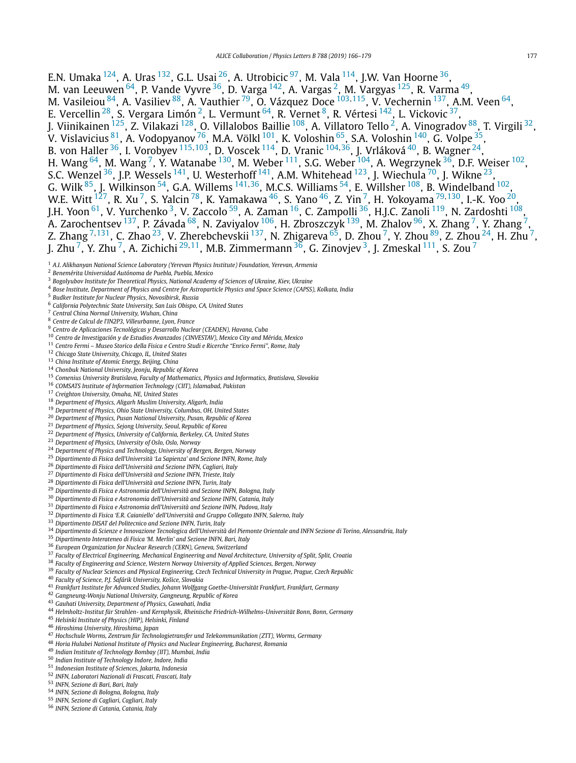E.N. Umaka [124], A. Uras [132], G.L. Usai [26], A. Utrobicic [97], M. Vala [114], J.W. Van Hoorne [36], M. van Leeuwen [64], P. Vande Vyvre [36], D. Varga [142], A. Vargas [2], M. Vargyas [125], R. Varma [49], M. Vasileiou [84], A. Vasiliev [88], A. Vauthier [79], O. Vázquez Doce [103,115], V. Vechernin [137], A.M. Veen [64], E. Vercellin [28], S. Vergara Limón [2], L. Vermunt [64], R. Vernet [8], R. Vértesi [142], L. Vickovic [37], J. Viinikainen [125], Z. Vilakazi [128], O. Villalobos Baillie [108], A. Villatoro Tello [2], A. Vinogradov [88], T. Virgili [32], V. Vislavicius [81], A. Vodopyanov [76], M.A. Völkl [101], K. Voloshin [65], S.A. Voloshin [140], G. Volpe [35], B. von Haller [36], I. Vorobyev [115,103], D. Voscek [114], D. Vranic [104,36], J. Vrláková [40], B. Wagner [24], H. Wang [64], M. Wang [7], Y. Watanabe [130], M. Weber [111], S.G. Weber [104], A. Wegrzynek [36], D.F. Weiser [102], S.C. Wenzel [36], J.P. Wessels [141], U. Westerhoff [141], A.M. Whitehead [123], J. Wiechula [70], J. Wikne [23], G. Wilk [85], J. Wilkinson [54], G.A. Willems [141,36], M.C.S. Williams [54], E. Willsher [108], B. Windelband [102], W.E. Witt [127], R. Xu [7], S. Yalcin [78], K. Yamakawa [46], S. Yano [46], Z. Yin [7], H. Yokoyama [79,130], I.-K. Yoo [20], J.H. Yoon [61], V. Yurchenko [3], V. Zaccolo [59], A. Zaman [16], C. Zampolli [36], H.J.C. Zanoli [119], N. Zardoshti [108], A. Zarochentsev [137], P. Závada [68], N. Zaviyalov [106], H. Zbroszczyk [139], M. Zhalov [96], X. Zhang [7], Y. Zhang [7], Z. Zhang [7,131], C. Zhao [23], V. Zherebchevskii [137], N. Zhigareva [65], D. Zhou [7], Y. Zhou [89], Z. Zhou [24], H. Zhu [7], J. Zhu [7], Y. Zhu [7], A. Zichichi [29,11], M.B. Zimmermann [36], G. Zinovjev [3], J. Zmeskal [111], S. Zou [7]

[1] *A.I. Alikhanyan National Science Laboratory (Yerevan Physics Institute) Foundation, Yerevan, Armenia*
[2] *Benemérita Universidad Autónoma de Puebla, Puebla, Mexico*
[3] *Bogolyubov Institute for Theoretical Physics, National Academy of Sciences of Ukraine, Kiev, Ukraine*
[4] *Bose Institute, Department of Physics and Centre for Astroparticle Physics and Space Science (CAPSS), Kolkata, India*
[5] *Budker Institute for Nuclear Physics, Novosibirsk, Russia*
[6] *California Polytechnic State University, San Luis Obispo, CA, United States*
[7] *Central China Normal University, Wuhan, China*
[8] *Centre de Calcul de l'IN2P3, Villeurbanne, Lyon, France*
[9] *Centro de Aplicaciones Tecnológicas y Desarrollo Nuclear (CEADEN), Havana, Cuba*
[10] *Centro de Investigación y de Estudios Avanzados (CINVESTAV), Mexico City and Mérida, Mexico*
[11] *Centro Fermi – Museo Storico della Fisica e Centro Studi e Ricerche "Enrico Fermi", Rome, Italy*
[12] *Chicago State University, Chicago, IL, United States*
[13] *China Institute of Atomic Energy, Beijing, China*
[14] *Chonbuk National University, Jeonju, Republic of Korea*
[15] *Comenius University Bratislava, Faculty of Mathematics, Physics and Informatics, Bratislava, Slovakia*
[16] *COMSATS Institute of Information Technology (CIIT), Islamabad, Pakistan*
[17] *Creighton University, Omaha, NE, United States*
[18] *Department of Physics, Aligarh Muslim University, Aligarh, India*
[19] *Department of Physics, Ohio State University, Columbus, OH, United States*
[20] *Department of Physics, Pusan National University, Pusan, Republic of Korea*
[21] *Department of Physics, Sejong University, Seoul, Republic of Korea*
[22] *Department of Physics, University of California, Berkeley, CA, United States*
[23] *Department of Physics, University of Oslo, Oslo, Norway*
[24] *Department of Physics and Technology, University of Bergen, Bergen, Norway*
[25] *Dipartimento di Fisica dell'Università 'La Sapienza' and Sezione INFN, Rome, Italy*
[26] *Dipartimento di Fisica dell'Università and Sezione INFN, Cagliari, Italy*
[27] *Dipartimento di Fisica dell'Università and Sezione INFN, Trieste, Italy*
[28] *Dipartimento di Fisica dell'Università and Sezione INFN, Turin, Italy*
[29] *Dipartimento di Fisica e Astronomia dell'Università and Sezione INFN, Bologna, Italy*
[30] *Dipartimento di Fisica e Astronomia dell'Università and Sezione INFN, Catania, Italy*
[31] *Dipartimento di Fisica e Astronomia dell'Università and Sezione INFN, Padova, Italy*
[32] *Dipartimento di Fisica 'E.R. Caianiello' dell'Università and Gruppo Collegato INFN, Salerno, Italy*
[33] *Dipartimento DISAT del Politecnico and Sezione INFN, Turin, Italy*
[34] *Dipartimento di Scienze e Innovazione Tecnologica dell'Università del Piemonte Orientale and INFN Sezione di Torino, Alessandria, Italy*
[35] *Dipartimento Interateneo di Fisica 'M. Merlin' and Sezione INFN, Bari, Italy*
[36] *European Organization for Nuclear Research (CERN), Geneva, Switzerland*
[37] *Faculty of Electrical Engineering, Mechanical Engineering and Naval Architecture, University of Split, Split, Croatia*
[38] *Faculty of Engineering and Science, Western Norway University of Applied Sciences, Bergen, Norway*
[39] *Faculty of Nuclear Sciences and Physical Engineering, Czech Technical University in Prague, Prague, Czech Republic*
[40] *Faculty of Science, P.J. Šafárik University, Košice, Slovakia*
[41] *Frankfurt Institute for Advanced Studies, Johann Wolfgang Goethe-Universität Frankfurt, Frankfurt, Germany*
[42] *Gangneung-Wonju National University, Gangneung, Republic of Korea*
[43] *Gauhati University, Department of Physics, Guwahati, India*
[44] *Helmholtz-Institut für Strahlen- und Kernphysik, Rheinische Friedrich-Wilhelms-Universität Bonn, Bonn, Germany*
[45] *Helsinki Institute of Physics (HIP), Helsinki, Finland*
[46] *Hiroshima University, Hiroshima, Japan*
[47] *Hochschule Worms, Zentrum für Technologietransfer und Telekommunikation (ZTT), Worms, Germany*
[48] *Horia Hulubei National Institute of Physics and Nuclear Engineering, Bucharest, Romania*
[49] *Indian Institute of Technology Bombay (IIT), Mumbai, India*
[50] *Indian Institute of Technology Indore, Indore, India*
[51] *Indonesian Institute of Sciences, Jakarta, Indonesia*
[52] *INFN, Laboratori Nazionali di Frascati, Frascati, Italy*
[53] *INFN, Sezione di Bari, Bari, Italy*
[54] *INFN, Sezione di Bologna, Bologna, Italy*
[55] *INFN, Sezione di Cagliari, Cagliari, Italy*
[56] *INFN, Sezione di Catania, Catania, Italy*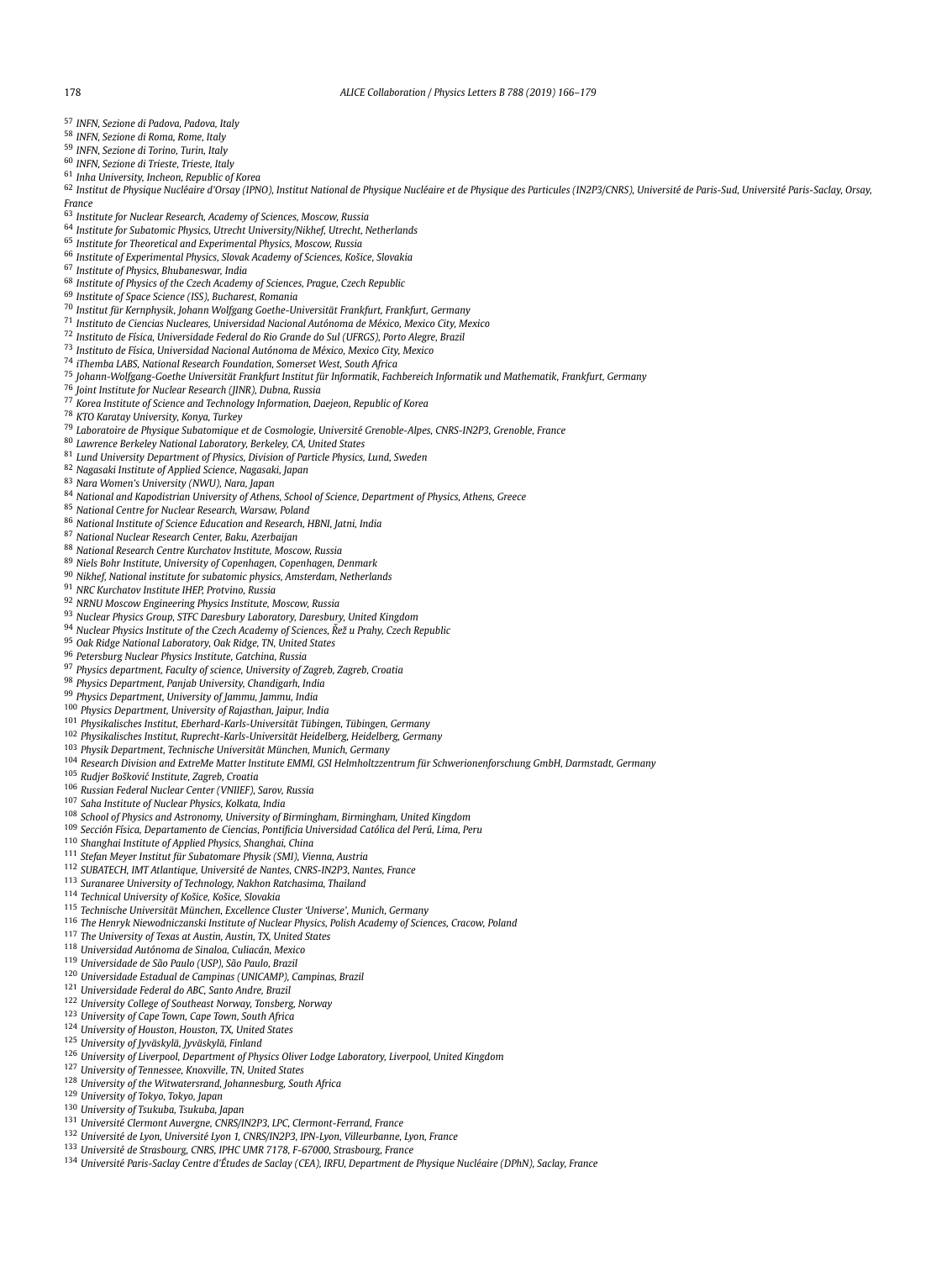[57] INFN, Sezione di Padova, Padova, Italy
[58] INFN, Sezione di Roma, Rome, Italy
[59] INFN, Sezione di Torino, Turin, Italy
[60] INFN, Sezione di Trieste, Trieste, Italy
[61] Inha University, Incheon, Republic of Korea
[62] Institut de Physique Nucléaire d'Orsay (IPNO), Institut National de Physique Nucléaire et de Physique des Particules (IN2P3/CNRS), Université de Paris-Sud, Université Paris-Saclay, Orsay, France
[63] Institute for Nuclear Research, Academy of Sciences, Moscow, Russia
[64] Institute for Subatomic Physics, Utrecht University/Nikhef, Utrecht, Netherlands
[65] Institute for Theoretical and Experimental Physics, Moscow, Russia
[66] Institute of Experimental Physics, Slovak Academy of Sciences, Košice, Slovakia
[67] Institute of Physics, Bhubaneswar, India
[68] Institute of Physics of the Czech Academy of Sciences, Prague, Czech Republic
[69] Institute of Space Science (ISS), Bucharest, Romania
[70] Institut für Kernphysik, Johann Wolfgang Goethe-Universität Frankfurt, Frankfurt, Germany
[71] Instituto de Ciencias Nucleares, Universidad Nacional Autónoma de México, Mexico City, Mexico
[72] Instituto de Física, Universidade Federal do Rio Grande do Sul (UFRGS), Porto Alegre, Brazil
[73] Instituto de Física, Universidad Nacional Autónoma de México, Mexico City, Mexico
[74] iThemba LABS, National Research Foundation, Somerset West, South Africa
[75] Johann-Wolfgang-Goethe Universität Frankfurt Institut für Informatik, Fachbereich Informatik und Mathematik, Frankfurt, Germany
[76] Joint Institute for Nuclear Research (JINR), Dubna, Russia
[77] Korea Institute of Science and Technology Information, Daejeon, Republic of Korea
[78] KTO Karatay University, Konya, Turkey
[79] Laboratoire de Physique Subatomique et de Cosmologie, Université Grenoble-Alpes, CNRS-IN2P3, Grenoble, France
[80] Lawrence Berkeley National Laboratory, Berkeley, CA, United States
[81] Lund University Department of Physics, Division of Particle Physics, Lund, Sweden
[82] Nagasaki Institute of Applied Science, Nagasaki, Japan
[83] Nara Women's University (NWU), Nara, Japan
[84] National and Kapodistrian University of Athens, School of Science, Department of Physics, Athens, Greece
[85] National Centre for Nuclear Research, Warsaw, Poland
[86] National Institute of Science Education and Research, HBNI, Jatni, India
[87] National Nuclear Research Center, Baku, Azerbaijan
[88] National Research Centre Kurchatov Institute, Moscow, Russia
[89] Niels Bohr Institute, University of Copenhagen, Copenhagen, Denmark
[90] Nikhef, National institute for subatomic physics, Amsterdam, Netherlands
[91] NRC Kurchatov Institute IHEP, Protvino, Russia
[92] NRNU Moscow Engineering Physics Institute, Moscow, Russia
[93] Nuclear Physics Group, STFC Daresbury Laboratory, Daresbury, United Kingdom
[94] Nuclear Physics Institute of the Czech Academy of Sciences, Řež u Prahy, Czech Republic
[95] Oak Ridge National Laboratory, Oak Ridge, TN, United States
[96] Petersburg Nuclear Physics Institute, Gatchina, Russia
[97] Physics department, Faculty of science, University of Zagreb, Zagreb, Croatia
[98] Physics Department, Panjab University, Chandigarh, India
[99] Physics Department, University of Jammu, Jammu, India
[100] Physics Department, University of Rajasthan, Jaipur, India
[101] Physikalisches Institut, Eberhard-Karls-Universität Tübingen, Tübingen, Germany
[102] Physikalisches Institut, Ruprecht-Karls-Universität Heidelberg, Heidelberg, Germany
[103] Physik Department, Technische Universität München, Munich, Germany
[104] Research Division and ExtreMe Matter Institute EMMI, GSI Helmholtzzentrum für Schwerionenforschung GmbH, Darmstadt, Germany
[105] Rudjer Bošković Institute, Zagreb, Croatia
[106] Russian Federal Nuclear Center (VNIIEF), Sarov, Russia
[107] Saha Institute of Nuclear Physics, Kolkata, India
[108] School of Physics and Astronomy, University of Birmingham, Birmingham, United Kingdom
[109] Sección Física, Departamento de Ciencias, Pontificia Universidad Católica del Perú, Lima, Peru
[110] Shanghai Institute of Applied Physics, Shanghai, China
[111] Stefan Meyer Institut für Subatomare Physik (SMI), Vienna, Austria
[112] SUBATECH, IMT Atlantique, Université de Nantes, CNRS-IN2P3, Nantes, France
[113] Suranaree University of Technology, Nakhon Ratchasima, Thailand
[114] Technical University of Košice, Košice, Slovakia
[115] Technische Universität München, Excellence Cluster 'Universe', Munich, Germany
[116] The Henryk Niewodniczanski Institute of Nuclear Physics, Polish Academy of Sciences, Cracow, Poland
[117] The University of Texas at Austin, Austin, TX, United States
[118] Universidad Autónoma de Sinaloa, Culiacán, Mexico
[119] Universidade de São Paulo (USP), São Paulo, Brazil
[120] Universidade Estadual de Campinas (UNICAMP), Campinas, Brazil
[121] Universidade Federal do ABC, Santo Andre, Brazil
[122] University College of Southeast Norway, Tonsberg, Norway
[123] University of Cape Town, Cape Town, South Africa
[124] University of Houston, Houston, TX, United States
[125] University of Jyväskylä, Jyväskylä, Finland
[126] University of Liverpool, Department of Physics Oliver Lodge Laboratory, Liverpool, United Kingdom
[127] University of Tennessee, Knoxville, TN, United States
[128] University of the Witwatersrand, Johannesburg, South Africa
[129] University of Tokyo, Tokyo, Japan
[130] University of Tsukuba, Tsukuba, Japan
[131] Université Clermont Auvergne, CNRS/IN2P3, LPC, Clermont-Ferrand, France
[132] Université de Lyon, Université Lyon 1, CNRS/IN2P3, IPN-Lyon, Villeurbanne, Lyon, France
[133] Université de Strasbourg, CNRS, IPHC UMR 7178, F-67000, Strasbourg, France
[134] Université Paris-Saclay Centre d'Études de Saclay (CEA), IRFU, Department de Physique Nucléaire (DPhN), Saclay, France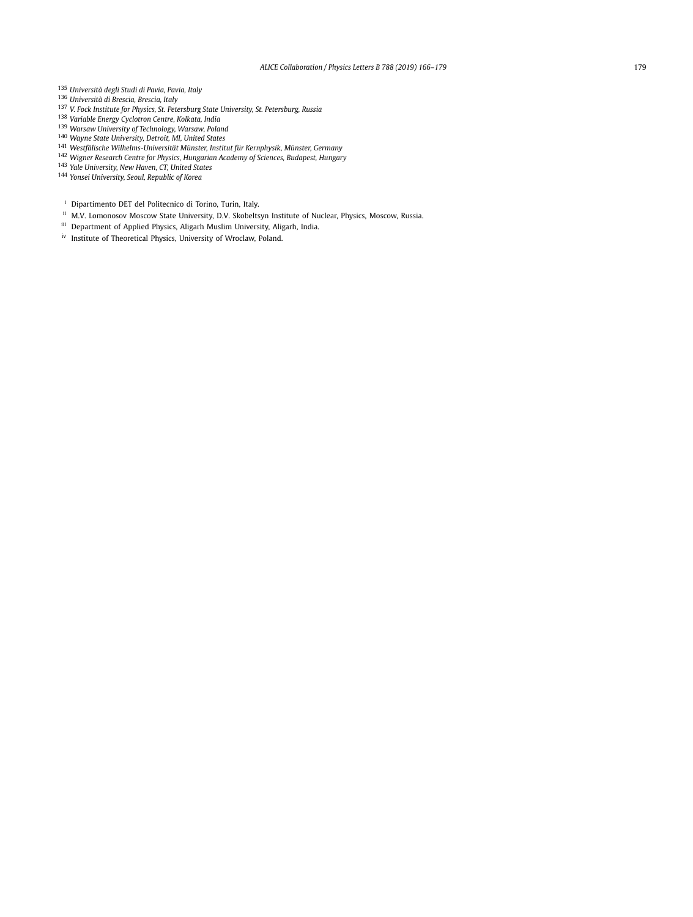[135] *Università degli Studi di Pavia, Pavia, Italy*
[136] *Università di Brescia, Brescia, Italy*
[137] *V. Fock Institute for Physics, St. Petersburg State University, St. Petersburg, Russia*
[138] *Variable Energy Cyclotron Centre, Kolkata, India*
[139] *Warsaw University of Technology, Warsaw, Poland*
[140] *Wayne State University, Detroit, MI, United States*
[141] *Westfälische Wilhelms-Universität Münster, Institut für Kernphysik, Münster, Germany*
[142] *Wigner Research Centre for Physics, Hungarian Academy of Sciences, Budapest, Hungary*
[143] *Yale University, New Haven, CT, United States*
[144] *Yonsei University, Seoul, Republic of Korea*

[i] Dipartimento DET del Politecnico di Torino, Turin, Italy.
[ii] M.V. Lomonosov Moscow State University, D.V. Skobeltsyn Institute of Nuclear, Physics, Moscow, Russia.
[iii] Department of Applied Physics, Aligarh Muslim University, Aligarh, India.
[iv] Institute of Theoretical Physics, University of Wroclaw, Poland.